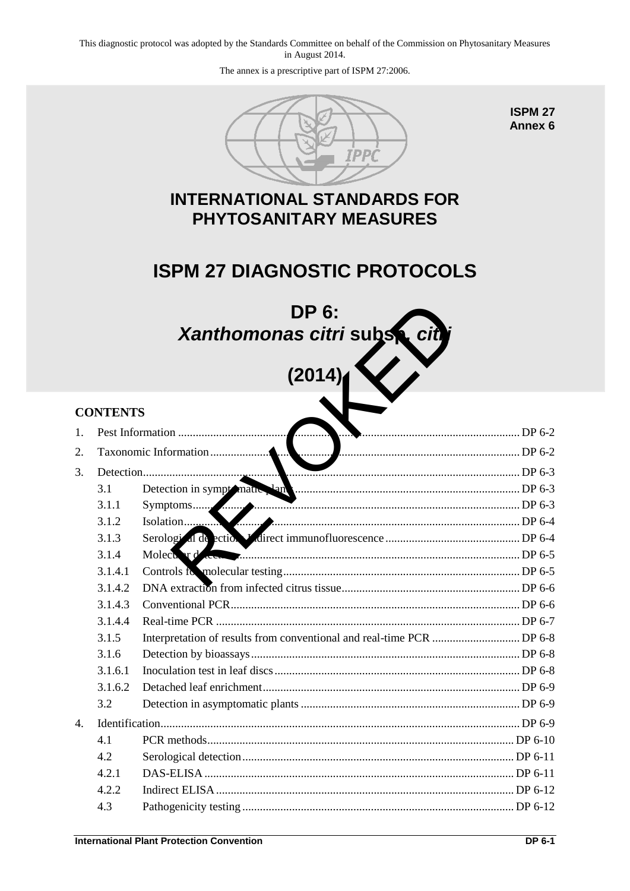This diagnostic protocol was adopted by the Standards Committee on behalf of the Commission on Phytosanitary Measures in August 2014.

The annex is a prescriptive part of ISPM 27:2006.

**ISPM 27**
**Annex 6**

# INTERNATIONAL STANDARDS FOR PHYTOSANITARY MEASURES

# ISPM 27 DIAGNOSTIC PROTOCOLS

# DP 6: *Xanthomonas citri* subsp. *citri*

# (2014)

REVOKED

## CONTENTS

| | | | |
|---|---|---|---|
| 1. | Pest Information | | DP 6-2 |
| 2. | Taxonomic Information | | DP 6-2 |
| 3. | Detection | | DP 6-3 |
| | 3.1 | Detection in symptomatic plants | DP 6-3 |
| | 3.1.1 | Symptoms | DP 6-3 |
| | 3.1.2 | Isolation | DP 6-4 |
| | 3.1.3 | Serological detection: Indirect immunofluorescence | DP 6-4 |
| | 3.1.4 | Molecular detection | DP 6-5 |
| | 3.1.4.1 | Controls for molecular testing | DP 6-5 |
| | 3.1.4.2 | DNA extraction from infected citrus tissue | DP 6-6 |
| | 3.1.4.3 | Conventional PCR | DP 6-6 |
| | 3.1.4.4 | Real-time PCR | DP 6-7 |
| | 3.1.5 | Interpretation of results from conventional and real-time PCR | DP 6-8 |
| | 3.1.6 | Detection by bioassays | DP 6-8 |
| | 3.1.6.1 | Inoculation test in leaf discs | DP 6-8 |
| | 3.1.6.2 | Detached leaf enrichment | DP 6-9 |
| | 3.2 | Detection in asymptomatic plants | DP 6-9 |
| 4. | Identification | | DP 6-9 |
| | 4.1 | PCR methods | DP 6-10 |
| | 4.2 | Serological detection | DP 6-11 |
| | 4.2.1 | DAS-ELISA | DP 6-11 |
| | 4.2.2 | Indirect ELISA | DP 6-12 |
| | 4.3 | Pathogenicity testing | DP 6-12 |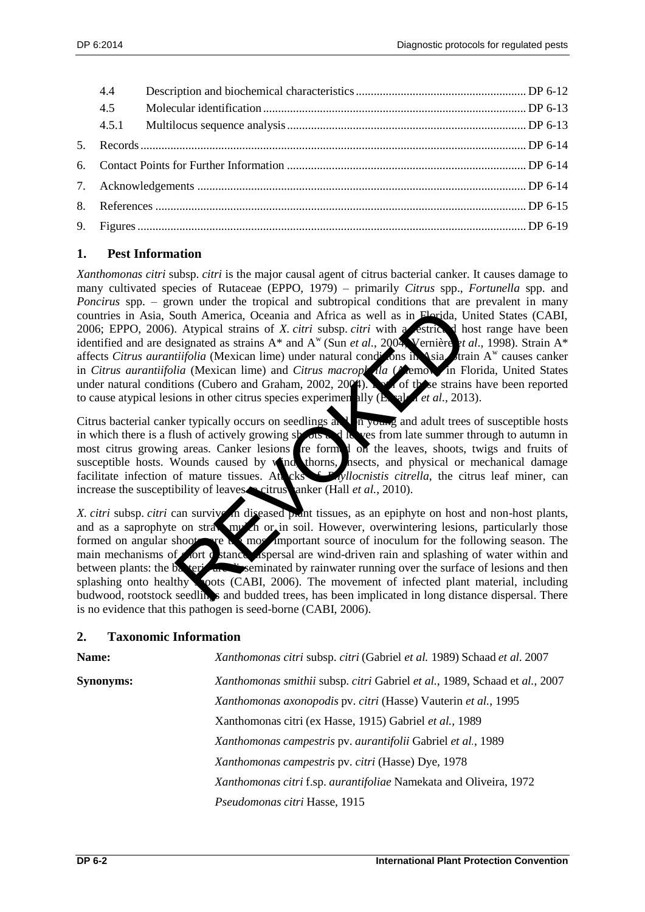| | | |
|---|---|---|
| 4.4 | Description and biochemical characteristics | DP 6-12 |
| 4.5 | Molecular identification | DP 6-13 |
| 4.5.1 | Multilocus sequence analysis | DP 6-13 |
| 5. | Records | DP 6-14 |
| 6. | Contact Points for Further Information | DP 6-14 |
| 7. | Acknowledgements | DP 6-14 |
| 8. | References | DP 6-15 |
| 9. | Figures | DP 6-19 |

## 1. Pest Information

*Xanthomonas citri* subsp. *citri* is the major causal agent of citrus bacterial canker. It causes damage to many cultivated species of Rutaceae (EPPO, 1979) – primarily *Citrus* spp., *Fortunella* spp. and *Poncirus* spp. – grown under the tropical and subtropical conditions that are prevalent in many countries in Asia, South America, Oceania and Africa as well as in Florida, United States (CABI, 2006; EPPO, 2006). Atypical strains of *X. citri* subsp. *citri* with a restricted host range have been identified and are designated as strains A* and A$^w$ (Sun *et al.*, 2004; Vernière *et al.*, 1998). Strain A* affects *Citrus aurantiifolia* (Mexican lime) under natural conditions in Asia. Strain A$^w$ causes canker in *Citrus aurantiifolia* (Mexican lime) and *Citrus macrophylla* (Alemow) in Florida, United States under natural conditions (Cubero and Graham, 2002, 2004). Both of these strains have been reported to cause atypical lesions in other citrus species experimentally (Escalon *et al.*, 2013).

Citrus bacterial canker typically occurs on seedlings and on young and adult trees of susceptible hosts in which there is a flush of actively growing shoots and leaves from late summer through to autumn in most citrus growing areas. Canker lesions are formed on the leaves, shoots, twigs and fruits of susceptible hosts. Wounds caused by wind, thorns, insects, and physical or mechanical damage facilitate infection of mature tissues. Attacks of *Phyllocnistis citrella*, the citrus leaf miner, can increase the susceptibility of leaves to citrus canker (Hall *et al.*, 2010).

*X. citri* subsp. *citri* can survive in diseased plant tissues, as an epiphyte on host and non-host plants, and as a saprophyte on straw mulch or in soil. However, overwintering lesions, particularly those formed on angular shoots, are the most important source of inoculum for the following season. The main mechanisms of short distance dispersal are wind-driven rain and splashing of water within and between plants: the bacteria are disseminated by rainwater running over the surface of lesions and then splashing onto healthy shoots (CABI, 2006). The movement of infected plant material, including budwood, rootstock seedlings and budded trees, has been implicated in long distance dispersal. There is no evidence that this pathogen is seed-borne (CABI, 2006).

## 2. Taxonomic Information

**Name:** *Xanthomonas citri* subsp. *citri* (Gabriel *et al.* 1989) Schaad *et al.* 2007

**Synonyms:**
*Xanthomonas smithii* subsp. *citri* Gabriel *et al.*, 1989, Schaad et *al.*, 2007
*Xanthomonas axonopodis* pv. *citri* (Hasse) Vauterin *et al.*, 1995
Xanthomonas citri (ex Hasse, 1915) Gabriel *et al.*, 1989
*Xanthomonas campestris* pv. *aurantifolii* Gabriel *et al.*, 1989
*Xanthomonas campestris* pv. *citri* (Hasse) Dye, 1978
*Xanthomonas citri* f.sp. *aurantifoliae* Namekata and Oliveira, 1972
*Pseudomonas citri* Hasse, 1915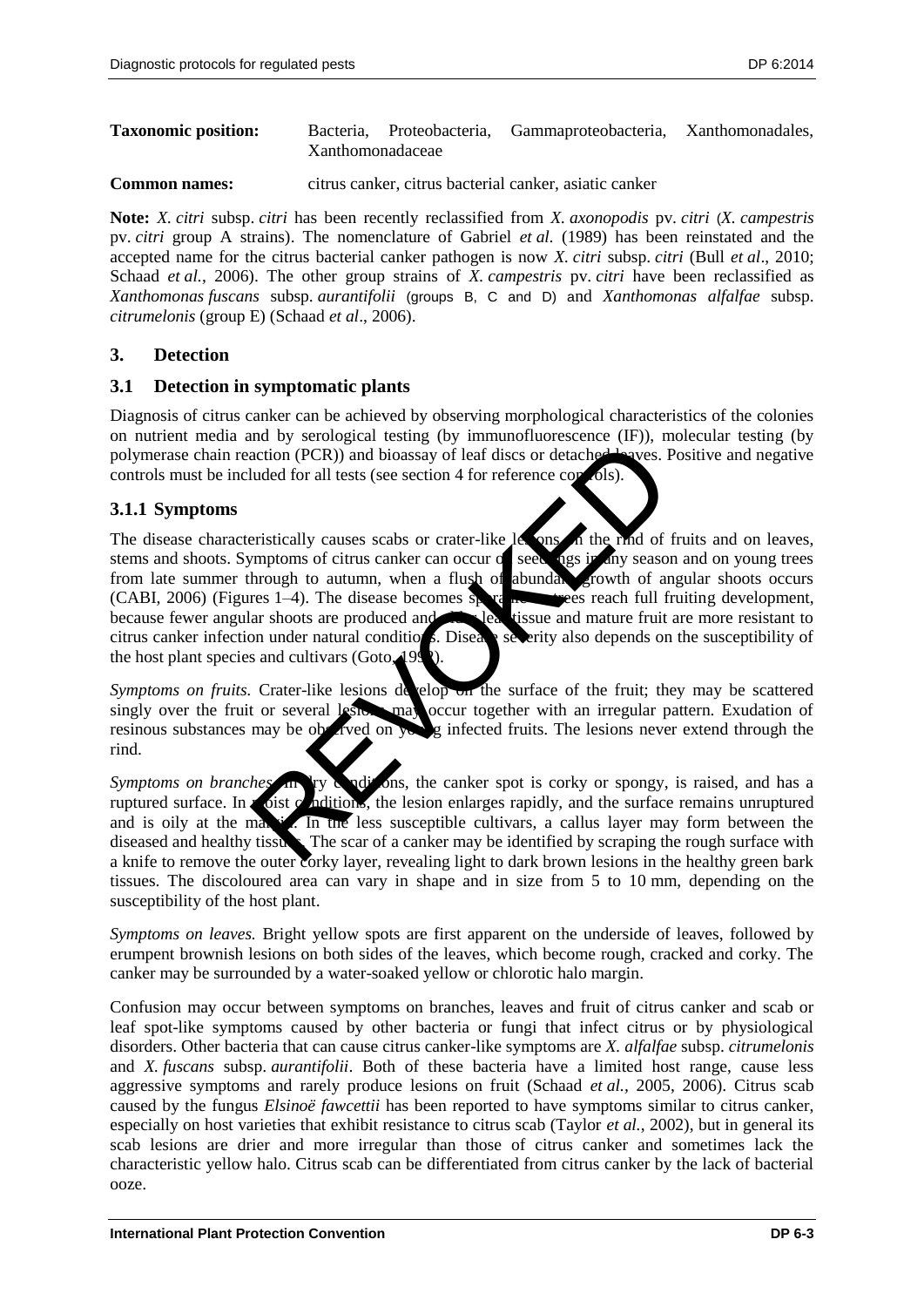**Taxonomic position:** Bacteria, Proteobacteria, Gammaproteobacteria, Xanthomonadales, Xanthomonadaceae

**Common names:** citrus canker, citrus bacterial canker, asiatic canker

**Note:** *X. citri* subsp. *citri* has been recently reclassified from *X. axonopodis* pv. *citri* (*X. campestris* pv. *citri* group A strains). The nomenclature of Gabriel *et al.* (1989) has been reinstated and the accepted name for the citrus bacterial canker pathogen is now *X. citri* subsp. *citri* (Bull *et al*., 2010; Schaad *et al.*, 2006). The other group strains of *X. campestris* pv. *citri* have been reclassified as *Xanthomonas fuscans* subsp. *aurantifolii* (groups B, C and D) and *Xanthomonas alfalfae* subsp. *citrumelonis* (group E) (Schaad *et al*., 2006).

## 3. Detection

### 3.1 Detection in symptomatic plants

Diagnosis of citrus canker can be achieved by observing morphological characteristics of the colonies on nutrient media and by serological testing (by immunofluorescence (IF)), molecular testing (by polymerase chain reaction (PCR)) and bioassay of leaf discs or detached leaves. Positive and negative controls must be included for all tests (see section 4 for reference controls).

### 3.1.1 Symptoms

The disease characteristically causes scabs or crater-like lesions on the rind of fruits and on leaves, stems and shoots. Symptoms of citrus canker can occur on seedlings in any season and on young trees from late summer through to autumn, when a flush of abundant growth of angular shoots occurs (CABI, 2006) (Figures 1–4). The disease becomes sporadic as trees reach full fruiting development, because fewer angular shoots are produced and older leaf tissue and mature fruit are more resistant to citrus canker infection under natural conditions. Disease severity also depends on the susceptibility of the host plant species and cultivars (Goto, 1992).

*Symptoms on fruits.* Crater-like lesions develop on the surface of the fruit; they may be scattered singly over the fruit or several lesions may occur together with an irregular pattern. Exudation of resinous substances may be observed on young infected fruits. The lesions never extend through the rind.

*Symptoms on branches.* In dry conditions, the canker spot is corky or spongy, is raised, and has a ruptured surface. In moist conditions, the lesion enlarges rapidly, and the surface remains unruptured and is oily at the margin. In the less susceptible cultivars, a callus layer may form between the diseased and healthy tissues. The scar of a canker may be identified by scraping the rough surface with a knife to remove the outer corky layer, revealing light to dark brown lesions in the healthy green bark tissues. The discoloured area can vary in shape and in size from 5 to 10 mm, depending on the susceptibility of the host plant.

*Symptoms on leaves.* Bright yellow spots are first apparent on the underside of leaves, followed by erumpent brownish lesions on both sides of the leaves, which become rough, cracked and corky. The canker may be surrounded by a water-soaked yellow or chlorotic halo margin.

Confusion may occur between symptoms on branches, leaves and fruit of citrus canker and scab or leaf spot-like symptoms caused by other bacteria or fungi that infect citrus or by physiological disorders. Other bacteria that can cause citrus canker-like symptoms are *X. alfalfae* subsp. *citrumelonis* and *X. fuscans* subsp. *aurantifolii*. Both of these bacteria have a limited host range, cause less aggressive symptoms and rarely produce lesions on fruit (Schaad *et al.*, 2005, 2006). Citrus scab caused by the fungus *Elsinoë fawcettii* has been reported to have symptoms similar to citrus canker, especially on host varieties that exhibit resistance to citrus scab (Taylor *et al.*, 2002), but in general its scab lesions are drier and more irregular than those of citrus canker and sometimes lack the characteristic yellow halo. Citrus scab can be differentiated from citrus canker by the lack of bacterial ooze.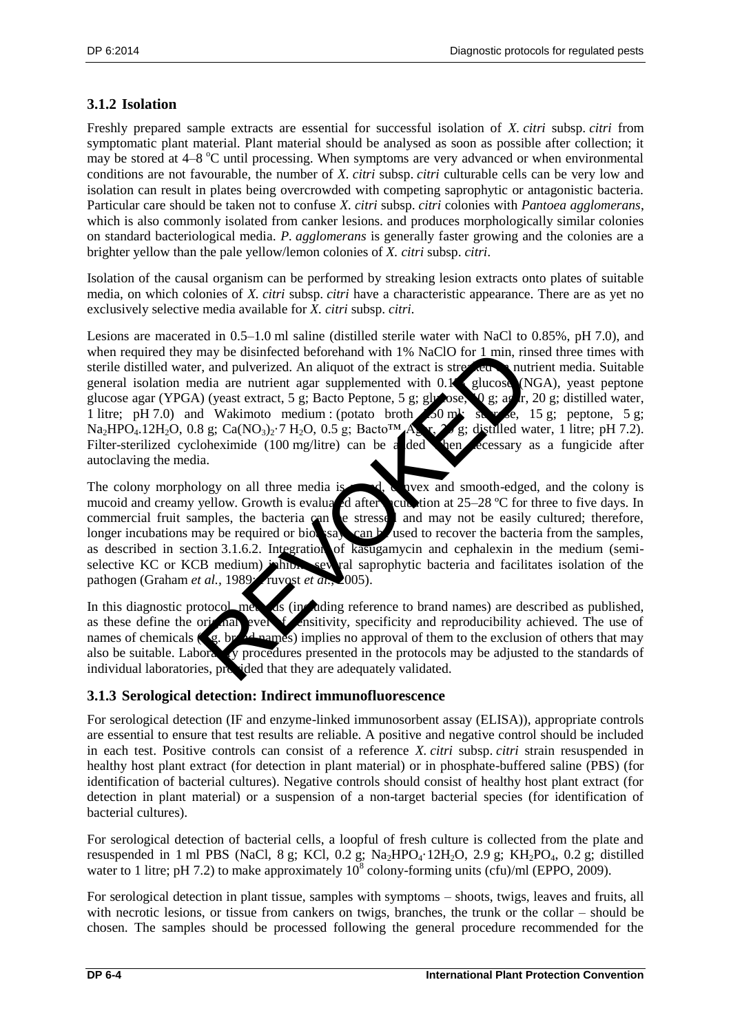### 3.1.2 Isolation

Freshly prepared sample extracts are essential for successful isolation of *X. citri* subsp. *citri* from symptomatic plant material. Plant material should be analysed as soon as possible after collection; it may be stored at 4–8 °C until processing. When symptoms are very advanced or when environmental conditions are not favourable, the number of *X. citri* subsp. *citri* culturable cells can be very low and isolation can result in plates being overcrowded with competing saprophytic or antagonistic bacteria. Particular care should be taken not to confuse *X. citri* subsp. *citri* colonies with *Pantoea agglomerans*, which is also commonly isolated from canker lesions. and produces morphologically similar colonies on standard bacteriological media. *P. agglomerans* is generally faster growing and the colonies are a brighter yellow than the pale yellow/lemon colonies of *X. citri* subsp. *citri*.

Isolation of the causal organism can be performed by streaking lesion extracts onto plates of suitable media, on which colonies of *X. citri* subsp. *citri* have a characteristic appearance. There are as yet no exclusively selective media available for *X. citri* subsp. *citri*.

Lesions are macerated in 0.5–1.0 ml saline (distilled sterile water with NaCl to 0.85%, pH 7.0), and when required they may be disinfected beforehand with 1% NaClO for 1 min, rinsed three times with sterile distilled water, and pulverized. An aliquot of the extract is streaked on nutrient media. Suitable general isolation media are nutrient agar supplemented with 0.1% glucose (NGA), yeast peptone glucose agar (YPGA) (yeast extract, 5 g; Bacto Peptone, 5 g; glucose, 10 g; agar, 20 g; distilled water, 1 litre; pH 7.0) and Wakimoto medium : (potato broth, 250 ml; sucrose, 15 g; peptone, 5 g; $Na_2HPO_4.12H_2O$, 0.8 g; $Ca(NO_3)_2 \cdot 7\ H_2O$, 0.5 g; Bacto™ Agar, 20 g; distilled water, 1 litre; pH 7.2). Filter-sterilized cycloheximide (100 mg/litre) can be added when necessary as a fungicide after autoclaving the media.

The colony morphology on all three media is round, convex and smooth-edged, and the colony is mucoid and creamy yellow. Growth is evaluated after incubation at 25–28 ºC for three to five days. In commercial fruit samples, the bacteria can be stressed and may not be easily cultured; therefore, longer incubations may be required or bioassays can be used to recover the bacteria from the samples, as described in section 3.1.6.2. Integration of kasugamycin and cephalexin in the medium (semi-selective KC or KCB medium) inhibits several saprophytic bacteria and facilitates isolation of the pathogen (Graham *et al.,* 1989; Pruvost *et al.,* 2005).

In this diagnostic protocol, methods (including reference to brand names) are described as published, as these define the original level of sensitivity, specificity and reproducibility achieved. The use of names of chemicals (e.g. brand names) implies no approval of them to the exclusion of others that may also be suitable. Laboratory procedures presented in the protocols may be adjusted to the standards of individual laboratories, provided that they are adequately validated.

### 3.1.3 Serological detection: Indirect immunofluorescence

For serological detection (IF and enzyme-linked immunosorbent assay (ELISA)), appropriate controls are essential to ensure that test results are reliable. A positive and negative control should be included in each test. Positive controls can consist of a reference *X. citri* subsp. *citri* strain resuspended in healthy host plant extract (for detection in plant material) or in phosphate-buffered saline (PBS) (for identification of bacterial cultures). Negative controls should consist of healthy host plant extract (for detection in plant material) or a suspension of a non-target bacterial species (for identification of bacterial cultures).

For serological detection of bacterial cells, a loopful of fresh culture is collected from the plate and resuspended in 1 ml PBS (NaCl, 8 g; KCl, 0.2 g; $Na_2HPO_4 \cdot 12H_2O$, 2.9 g; $KH_2PO_4$, 0.2 g; distilled water to 1 litre; pH 7.2) to make approximately $10^8$ colony-forming units (cfu)/ml (EPPO, 2009).

For serological detection in plant tissue, samples with symptoms – shoots, twigs, leaves and fruits, all with necrotic lesions, or tissue from cankers on twigs, branches, the trunk or the collar – should be chosen. The samples should be processed following the general procedure recommended for the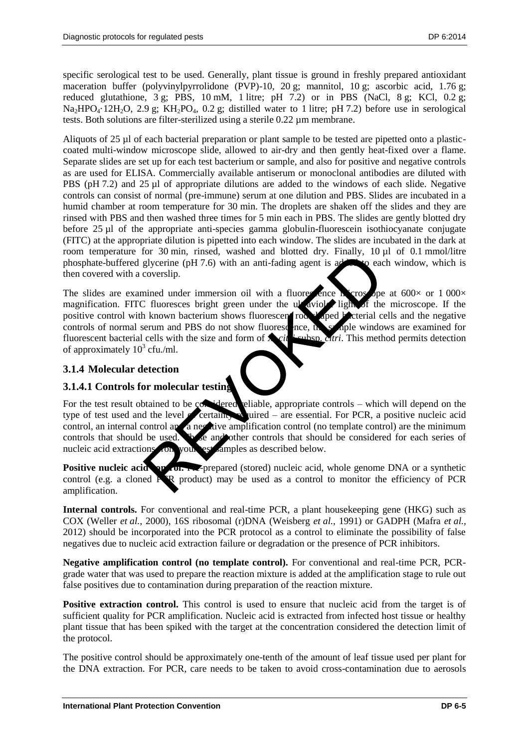specific serological test to be used. Generally, plant tissue is ground in freshly prepared antioxidant maceration buffer (polyvinylpyrrolidone (PVP)-10, 20 g; mannitol, 10 g; ascorbic acid, 1.76 g; reduced glutathione, 3 g; PBS, 10 mM, 1 litre; pH 7.2) or in PBS (NaCl, 8 g; KCl, 0.2 g; $Na_2HPO_4{\cdot}12H_2O$, 2.9 g; $KH_2PO_4$, 0.2 g; distilled water to 1 litre; pH 7.2) before use in serological tests. Both solutions are filter-sterilized using a sterile 0.22 µm membrane.

Aliquots of 25 µl of each bacterial preparation or plant sample to be tested are pipetted onto a plastic-coated multi-window microscope slide, allowed to air-dry and then gently heat-fixed over a flame. Separate slides are set up for each test bacterium or sample, and also for positive and negative controls as are used for ELISA. Commercially available antiserum or monoclonal antibodies are diluted with PBS (pH 7.2) and 25 µl of appropriate dilutions are added to the windows of each slide. Negative controls can consist of normal (pre-immune) serum at one dilution and PBS. Slides are incubated in a humid chamber at room temperature for 30 min. The droplets are shaken off the slides and they are rinsed with PBS and then washed three times for 5 min each in PBS. The slides are gently blotted dry before 25 µl of the appropriate anti-species gamma globulin-fluorescein isothiocyanate conjugate (FITC) at the appropriate dilution is pipetted into each window. The slides are incubated in the dark at room temperature for 30 min, rinsed, washed and blotted dry. Finally, 10 µl of 0.1 mmol/litre phosphate-buffered glycerine (pH 7.6) with an anti-fading agent is added to each window, which is then covered with a coverslip.

The slides are examined under immersion oil with a fluorescence microscope at 600× or 1 000× magnification. FITC fluoresces bright green under the ultraviolet light of the microscope. If the positive control with known bacterium shows fluorescent rod-shaped bacterial cells and the negative controls of normal serum and PBS do not show fluorescence, the sample windows are examined for fluorescent bacterial cells with the size and form of *X. citri* subsp. *citri*. This method permits detection of approximately $10^3$ cfu./ml.

### 3.1.4 Molecular detection

### 3.1.4.1 Controls for molecular testing

For the test result obtained to be considered reliable, appropriate controls – which will depend on the type of test used and the level of certainty required – are essential. For PCR, a positive nucleic acid control, an internal control and a negative amplification control (no template control) are the minimum controls that should be used. These and other controls that should be considered for each series of nucleic acid extractions from your test samples as described below.

**Positive nucleic acid control.** Pre-prepared (stored) nucleic acid, whole genome DNA or a synthetic control (e.g. a cloned PCR product) may be used as a control to monitor the efficiency of PCR amplification.

**Internal controls.** For conventional and real-time PCR, a plant housekeeping gene (HKG) such as COX (Weller *et al.*, 2000), 16S ribosomal (r)DNA (Weisberg *et al.*, 1991) or GADPH (Mafra *et al.*, 2012) should be incorporated into the PCR protocol as a control to eliminate the possibility of false negatives due to nucleic acid extraction failure or degradation or the presence of PCR inhibitors.

**Negative amplification control (no template control).** For conventional and real-time PCR, PCR-grade water that was used to prepare the reaction mixture is added at the amplification stage to rule out false positives due to contamination during preparation of the reaction mixture.

**Positive extraction control.** This control is used to ensure that nucleic acid from the target is of sufficient quality for PCR amplification. Nucleic acid is extracted from infected host tissue or healthy plant tissue that has been spiked with the target at the concentration considered the detection limit of the protocol.

The positive control should be approximately one-tenth of the amount of leaf tissue used per plant for the DNA extraction. For PCR, care needs to be taken to avoid cross-contamination due to aerosols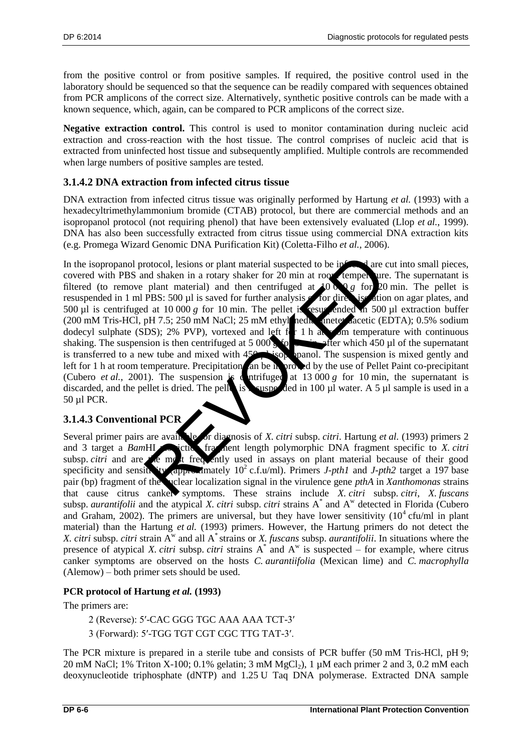from the positive control or from positive samples. If required, the positive control used in the laboratory should be sequenced so that the sequence can be readily compared with sequences obtained from PCR amplicons of the correct size. Alternatively, synthetic positive controls can be made with a known sequence, which, again, can be compared to PCR amplicons of the correct size.

**Negative extraction control.** This control is used to monitor contamination during nucleic acid extraction and cross-reaction with the host tissue. The control comprises of nucleic acid that is extracted from uninfected host tissue and subsequently amplified. Multiple controls are recommended when large numbers of positive samples are tested.

### 3.1.4.2 DNA extraction from infected citrus tissue

DNA extraction from infected citrus tissue was originally performed by Hartung *et al.* (1993) with a hexadecyltrimethylammonium bromide (CTAB) protocol, but there are commercial methods and an isopropanol protocol (not requiring phenol) that have been extensively evaluated (Llop *et al.*, 1999). DNA has also been successfully extracted from citrus tissue using commercial DNA extraction kits (e.g. Promega Wizard Genomic DNA Purification Kit) (Coletta-Filho *et al.*, 2006).

In the isopropanol protocol, lesions or plant material suspected to be infected are cut into small pieces, covered with PBS and shaken in a rotary shaker for 20 min at room temperature. The supernatant is filtered (to remove plant material) and then centrifuged at 10 000 *g* for 20 min. The pellet is resuspended in 1 ml PBS: 500 µl is saved for further analysis or for direct isolation on agar plates, and 500 µl is centrifuged at 10 000 *g* for 10 min. The pellet is resuspended in 500 µl extraction buffer (200 mM Tris-HCl, pH 7.5; 250 mM NaCl; 25 mM ethylenediaminetetraacetic (EDTA); 0.5% sodium dodecyl sulphate (SDS); 2% PVP), vortexed and left for 1 h at room temperature with continuous shaking. The suspension is then centrifuged at 5 000 *g* for 5 min, after which 450 µl of the supernatant is transferred to a new tube and mixed with 450 µl isopropanol. The suspension is mixed gently and left for 1 h at room temperature. Precipitation can be improved by the use of Pellet Paint co-precipitant (Cubero *et al.*, 2001). The suspension is centrifuged at 13 000 *g* for 10 min, the supernatant is discarded, and the pellet is dried. The pellet is resuspended in 100 µl water. A 5 µl sample is used in a 50 µl PCR.

### 3.1.4.3 Conventional PCR

Several primer pairs are available for diagnosis of *X. citri* subsp. *citri*. Hartung *et al*. (1993) primers 2 and 3 target a *Bam*HI restriction fragment length polymorphic DNA fragment specific to *X. citri* subsp. *citri* and are the most frequently used in assays on plant material because of their good specificity and sensitivity (approximately $10^2$ c.f.u/ml). Primers *J-pth1* and *J-pth2* target a 197 base pair (bp) fragment of the nuclear localization signal in the virulence gene *pthA* in *Xanthomonas* strains that cause citrus canker symptoms. These strains include *X. citri* subsp. *citri*, *X. fuscans* subsp. *aurantifolii* and the atypical *X. citri* subsp. *citri* strains $A^*$ and $A^w$ detected in Florida (Cubero and Graham, 2002). The primers are universal, but they have lower sensitivity ($10^4$ cfu/ml in plant material) than the Hartung *et al.* (1993) primers. However, the Hartung primers do not detect the *X. citri* subsp. *citri* strain $A^w$ and all $A^*$ strains or *X. fuscans* subsp. *aurantifolii*. In situations where the presence of atypical *X. citri* subsp. *citri* strains $A^*$ and $A^w$ is suspected – for example, where citrus canker symptoms are observed on the hosts *C. aurantiifolia* (Mexican lime) and *C. macrophylla* (Alemow) – both primer sets should be used.

**PCR protocol of Hartung *et al.* (1993)**

The primers are:

2 (Reverse): 5′-CAC GGG TGC AAA AAA TCT-3′

3 (Forward): 5′-TGG TGT CGT CGC TTG TAT-3′.

The PCR mixture is prepared in a sterile tube and consists of PCR buffer (50 mM Tris-HCl, pH 9; 20 mM NaCl; 1% Triton X-100; 0.1% gelatin; 3 mM $MgCl_2$), 1 µM each primer 2 and 3, 0.2 mM each deoxynucleotide triphosphate (dNTP) and 1.25 U Taq DNA polymerase. Extracted DNA sample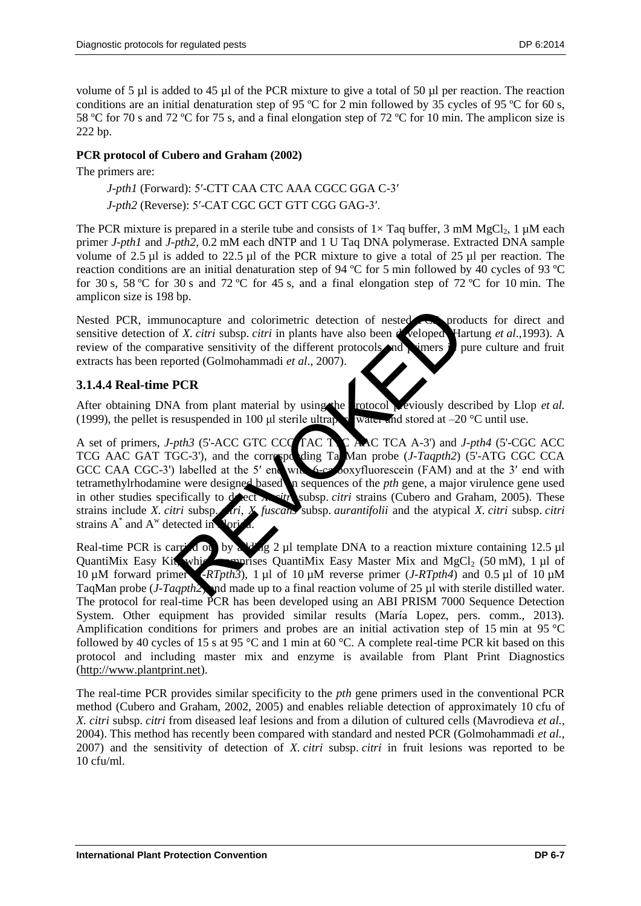volume of 5 µl is added to 45 µl of the PCR mixture to give a total of 50 µl per reaction. The reaction conditions are an initial denaturation step of 95 ºC for 2 min followed by 35 cycles of 95 ºC for 60 s, 58 ºC for 70 s and 72 ºC for 75 s, and a final elongation step of 72 ºC for 10 min. The amplicon size is 222 bp.

**PCR protocol of Cubero and Graham (2002)**

The primers are:

*J-pth1* (Forward): 5′-CTT CAA CTC AAA CGCC GGA C-3′

*J-pth2* (Reverse): 5′-CAT CGC GCT GTT CGG GAG-3′.

The PCR mixture is prepared in a sterile tube and consists of 1× Taq buffer, 3 mM $MgCl_2$, 1 µM each primer *J-pth1* and *J-pth2*, 0.2 mM each dNTP and 1 U Taq DNA polymerase. Extracted DNA sample volume of 2.5 µl is added to 22.5 µl of the PCR mixture to give a total of 25 µl per reaction. The reaction conditions are an initial denaturation step of 94 ºC for 5 min followed by 40 cycles of 93 ºC for 30 s, 58 ºC for 30 s and 72 ºC for 45 s, and a final elongation step of 72 ºC for 10 min. The amplicon size is 198 bp.

Nested PCR, immunocapture and colorimetric detection of nested PCR products for direct and sensitive detection of *X. citri* subsp. *citri* in plants have also been developed (Hartung *et al*.,1993). A review of the comparative sensitivity of the different protocols and primers in pure culture and fruit extracts has been reported (Golmohammadi *et al*., 2007).

### 3.1.4.4 Real-time PCR

After obtaining DNA from plant material by using the protocol previously described by Llop *et al.* (1999), the pellet is resuspended in 100 µl sterile ultrapure water and stored at –20 °C until use.

A set of primers, *J-pth3* (5'-ACC GTC CCC TAC TTC AAC TCA A-3') and *J-pth4* (5'-CGC ACC TCG AAC GAT TGC-3'), and the corresponding TaqMan probe (*J-Taqpth2*) (5'-ATG CGC CCA GCC CAA CGC-3') labelled at the 5′ end with 6-carboxyfluorescein (FAM) and at the 3′ end with tetramethylrhodamine were designed based on sequences of the *pth* gene, a major virulence gene used in other studies specifically to detect *X. citri* subsp. *citri* strains (Cubero and Graham, 2005). These strains include *X. citri* subsp. *citri*, *X. fuscans* subsp. *aurantifolii* and the atypical *X. citri* subsp. *citri* strains A* and A$^w$ detected in Florida.

Real-time PCR is carried out by adding 2 µl template DNA to a reaction mixture containing 12.5 µl QuantiMix Easy Kit, which comprises QuantiMix Easy Master Mix and $MgCl_2$ (50 mM), 1 µl of 10 µM forward primer (*J-RTpth3*), 1 µl of 10 µM reverse primer (*J-RTpth4*) and 0.5 µl of 10 µM TaqMan probe (*J-Taqpth2*) and made up to a final reaction volume of 25 µl with sterile distilled water. The protocol for real-time PCR has been developed using an ABI PRISM 7000 Sequence Detection System. Other equipment has provided similar results (María Lopez, pers. comm., 2013). Amplification conditions for primers and probes are an initial activation step of 15 min at 95 °C followed by 40 cycles of 15 s at 95 °C and 1 min at 60 °C. A complete real-time PCR kit based on this protocol and including master mix and enzyme is available from Plant Print Diagnostics (http://www.plantprint.net).

The real-time PCR provides similar specificity to the *pth* gene primers used in the conventional PCR method (Cubero and Graham, 2002, 2005) and enables reliable detection of approximately 10 cfu of *X. citri* subsp. *citri* from diseased leaf lesions and from a dilution of cultured cells (Mavrodieva *et al.*, 2004). This method has recently been compared with standard and nested PCR (Golmohammadi *et al.*, 2007) and the sensitivity of detection of *X. citri* subsp. *citri* in fruit lesions was reported to be 10 cfu/ml.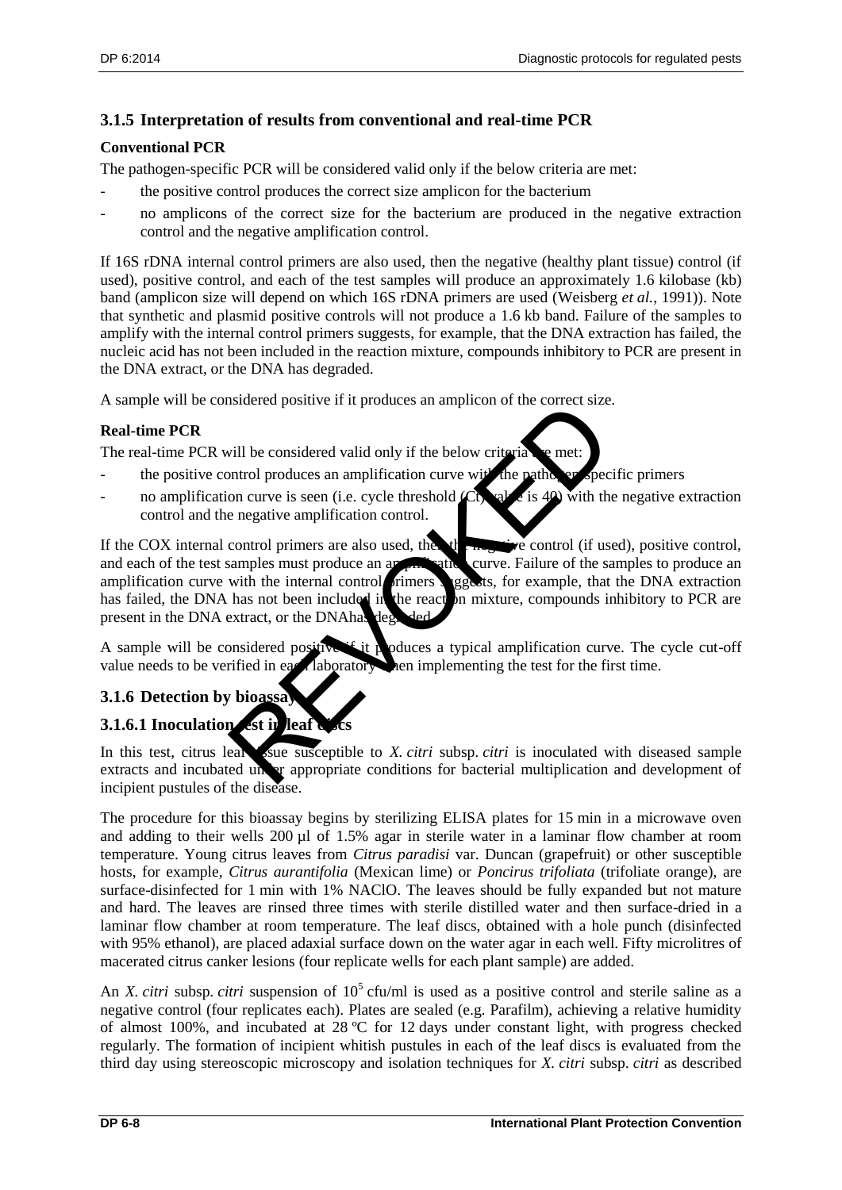### 3.1.5 Interpretation of results from conventional and real-time PCR

**Conventional PCR**

The pathogen-specific PCR will be considered valid only if the below criteria are met:

- the positive control produces the correct size amplicon for the bacterium
- no amplicons of the correct size for the bacterium are produced in the negative extraction control and the negative amplification control.

If 16S rDNA internal control primers are also used, then the negative (healthy plant tissue) control (if used), positive control, and each of the test samples will produce an approximately 1.6 kilobase (kb) band (amplicon size will depend on which 16S rDNA primers are used (Weisberg *et al.*, 1991)). Note that synthetic and plasmid positive controls will not produce a 1.6 kb band. Failure of the samples to amplify with the internal control primers suggests, for example, that the DNA extraction has failed, the nucleic acid has not been included in the reaction mixture, compounds inhibitory to PCR are present in the DNA extract, or the DNA has degraded.

A sample will be considered positive if it produces an amplicon of the correct size.

**Real-time PCR**

The real-time PCR will be considered valid only if the below criteria are met:

- the positive control produces an amplification curve with the pathogen-specific primers
- no amplification curve is seen (i.e. cycle threshold (Ct) value is 40) with the negative extraction control and the negative amplification control.

If the COX internal control primers are also used, then the negative control (if used), positive control, and each of the test samples must produce an amplification curve. Failure of the samples to produce an amplification curve with the internal control primers suggests, for example, that the DNA extraction has failed, the DNA has not been included in the reaction mixture, compounds inhibitory to PCR are present in the DNA extract, or the DNAhas degraded.

A sample will be considered positive if it produces a typical amplification curve. The cycle cut-off value needs to be verified in each laboratory when implementing the test for the first time.

### 3.1.6 Detection by bioassay

#### 3.1.6.1 Inoculation test in leaf discs

In this test, citrus leaf tissue susceptible to *X. citri* subsp. *citri* is inoculated with diseased sample extracts and incubated under appropriate conditions for bacterial multiplication and development of incipient pustules of the disease.

The procedure for this bioassay begins by sterilizing ELISA plates for 15 min in a microwave oven and adding to their wells 200 µl of 1.5% agar in sterile water in a laminar flow chamber at room temperature. Young citrus leaves from *Citrus paradisi* var. Duncan (grapefruit) or other susceptible hosts, for example, *Citrus aurantifolia* (Mexican lime) or *Poncirus trifoliata* (trifoliate orange), are surface-disinfected for 1 min with 1% NAClO. The leaves should be fully expanded but not mature and hard. The leaves are rinsed three times with sterile distilled water and then surface-dried in a laminar flow chamber at room temperature. The leaf discs, obtained with a hole punch (disinfected with 95% ethanol), are placed adaxial surface down on the water agar in each well. Fifty microlitres of macerated citrus canker lesions (four replicate wells for each plant sample) are added.

An *X. citri* subsp. *citri* suspension of $10^5$ cfu/ml is used as a positive control and sterile saline as a negative control (four replicates each). Plates are sealed (e.g. Parafilm), achieving a relative humidity of almost 100%, and incubated at 28 ºC for 12 days under constant light, with progress checked regularly. The formation of incipient whitish pustules in each of the leaf discs is evaluated from the third day using stereoscopic microscopy and isolation techniques for *X. citri* subsp. *citri* as described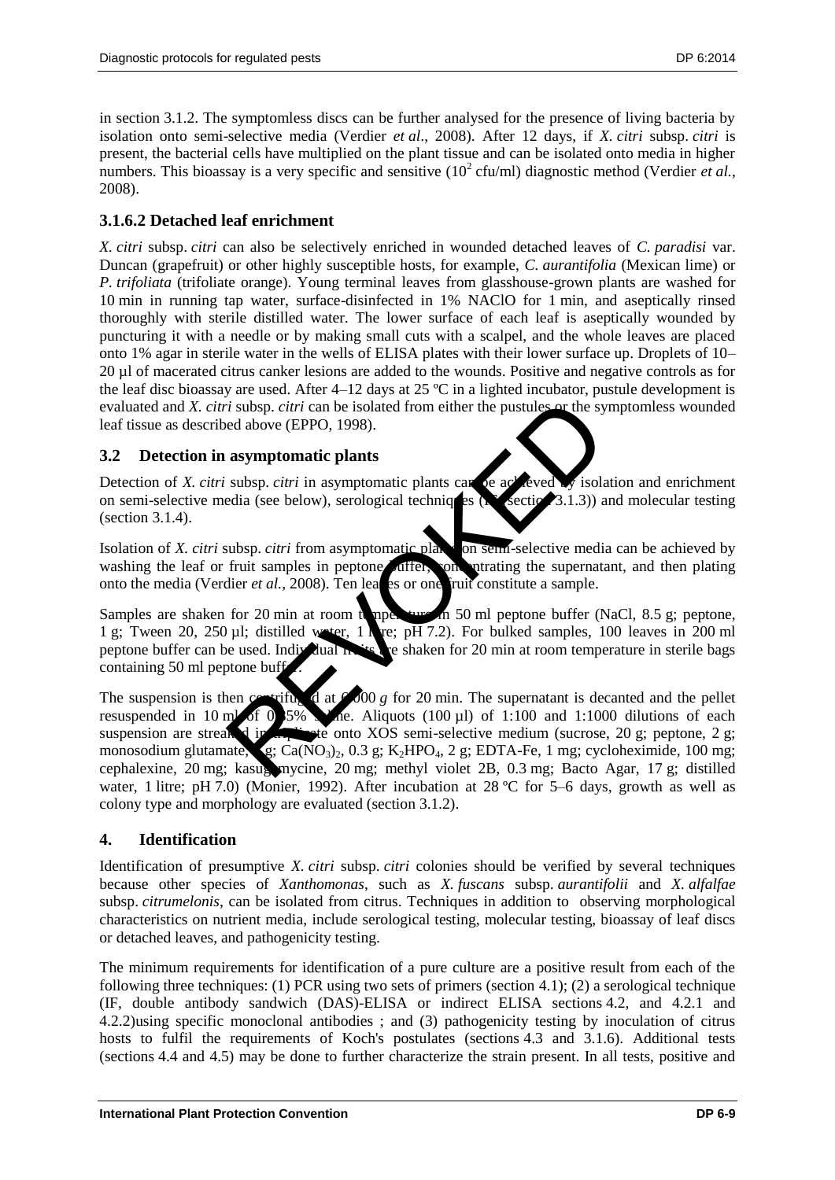in section 3.1.2. The symptomless discs can be further analysed for the presence of living bacteria by isolation onto semi-selective media (Verdier *et al*., 2008). After 12 days, if *X. citri* subsp. *citri* is present, the bacterial cells have multiplied on the plant tissue and can be isolated onto media in higher numbers. This bioassay is a very specific and sensitive ($10^2$ cfu/ml) diagnostic method (Verdier *et al.*, 2008).

### 3.1.6.2 Detached leaf enrichment

*X. citri* subsp. *citri* can also be selectively enriched in wounded detached leaves of *C. paradisi* var. Duncan (grapefruit) or other highly susceptible hosts, for example, *C. aurantifolia* (Mexican lime) or *P. trifoliata* (trifoliate orange). Young terminal leaves from glasshouse-grown plants are washed for 10 min in running tap water, surface-disinfected in 1% NAClO for 1 min, and aseptically rinsed thoroughly with sterile distilled water. The lower surface of each leaf is aseptically wounded by puncturing it with a needle or by making small cuts with a scalpel, and the whole leaves are placed onto 1% agar in sterile water in the wells of ELISA plates with their lower surface up. Droplets of 10–20 µl of macerated citrus canker lesions are added to the wounds. Positive and negative controls as for the leaf disc bioassay are used. After 4–12 days at 25 ºC in a lighted incubator, pustule development is evaluated and *X. citri* subsp. *citri* can be isolated from either the pustules or the symptomless wounded leaf tissue as described above (EPPO, 1998).

## 3.2 Detection in asymptomatic plants

Detection of *X. citri* subsp. *citri* in asymptomatic plants can be achieved by isolation and enrichment on semi-selective media (see below), serological techniques (see section 3.1.3)) and molecular testing (section 3.1.4).

Isolation of *X. citri* subsp. *citri* from asymptomatic plants on semi-selective media can be achieved by washing the leaf or fruit samples in peptone buffer, concentrating the supernatant, and then plating onto the media (Verdier *et al.*, 2008). Ten leaves or one fruit constitute a sample.

Samples are shaken for 20 min at room temperature in 50 ml peptone buffer (NaCl, 8.5 g; peptone, 1 g; Tween 20, 250 µl; distilled water, 1 litre; pH 7.2). For bulked samples, 100 leaves in 200 ml peptone buffer can be used. Individual fruits are shaken for 20 min at room temperature in sterile bags containing 50 ml peptone buffer.

The suspension is then centrifuged at 6 000 *g* for 20 min. The supernatant is decanted and the pellet resuspended in 10 ml of 0.85% saline. Aliquots (100 µl) of 1:100 and 1:1000 dilutions of each suspension are streaked in triplicate onto XOS semi-selective medium (sucrose, 20 g; peptone, 2 g; monosodium glutamate, 5 g; $Ca(NO_3)_2$, 0.3 g; $K_2HPO_4$, 2 g; EDTA-Fe, 1 mg; cycloheximide, 100 mg; cephalexine, 20 mg; kasugamycine, 20 mg; methyl violet 2B, 0.3 mg; Bacto Agar, 17 g; distilled water, 1 litre; pH 7.0) (Monier, 1992). After incubation at 28 ºC for 5–6 days, growth as well as colony type and morphology are evaluated (section 3.1.2).

# 4. Identification

Identification of presumptive *X. citri* subsp. *citri* colonies should be verified by several techniques because other species of *Xanthomonas*, such as *X. fuscans* subsp. *aurantifolii* and *X. alfalfae* subsp. *citrumelonis*, can be isolated from citrus. Techniques in addition to observing morphological characteristics on nutrient media, include serological testing, molecular testing, bioassay of leaf discs or detached leaves, and pathogenicity testing.

The minimum requirements for identification of a pure culture are a positive result from each of the following three techniques: (1) PCR using two sets of primers (section 4.1); (2) a serological technique (IF, double antibody sandwich (DAS)-ELISA or indirect ELISA sections 4.2, and 4.2.1 and 4.2.2)using specific monoclonal antibodies ; and (3) pathogenicity testing by inoculation of citrus hosts to fulfil the requirements of Koch's postulates (sections 4.3 and 3.1.6). Additional tests (sections 4.4 and 4.5) may be done to further characterize the strain present. In all tests, positive and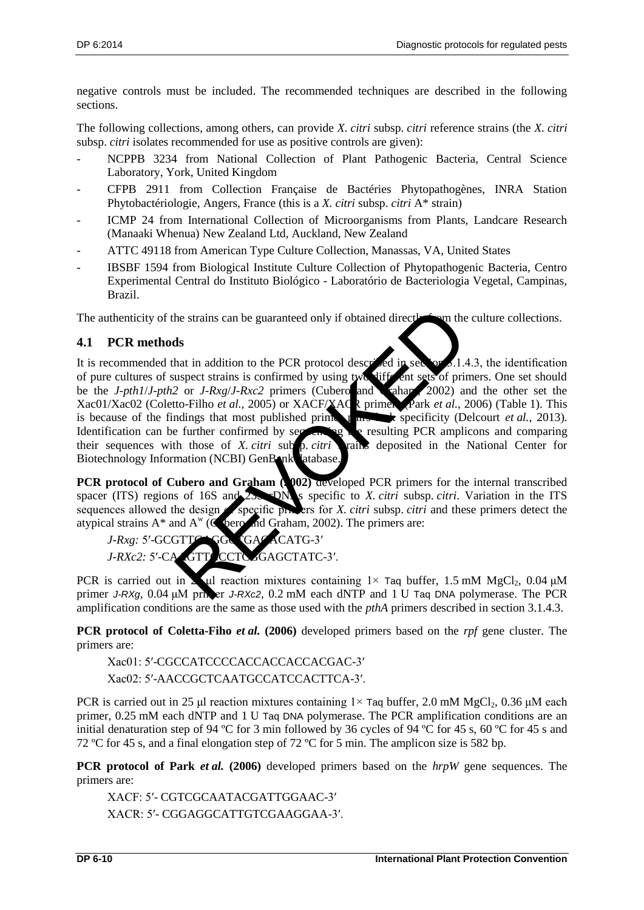negative controls must be included. The recommended techniques are described in the following sections.

The following collections, among others, can provide *X. citri* subsp. *citri* reference strains (the *X. citri* subsp. *citri* isolates recommended for use as positive controls are given):

- NCPPB 3234 from National Collection of Plant Pathogenic Bacteria, Central Science Laboratory, York, United Kingdom
- CFPB 2911 from Collection Française de Bactéries Phytopathogènes, INRA Station Phytobactériologie, Angers, France (this is a *X. citri* subsp. *citri* A* strain)
- ICMP 24 from International Collection of Microorganisms from Plants, Landcare Research (Manaaki Whenua) New Zealand Ltd, Auckland, New Zealand
- ATTC 49118 from American Type Culture Collection, Manassas, VA, United States
- IBSBF 1594 from Biological Institute Culture Collection of Phytopathogenic Bacteria, Centro Experimental Central do Instituto Biológico - Laboratório de Bacteriologia Vegetal, Campinas, Brazil.

The authenticity of the strains can be guaranteed only if obtained directly from the culture collections.

## 4.1 PCR methods

It is recommended that in addition to the PCR protocol described in section 3.1.4.3, the identification of pure cultures of suspect strains is confirmed by using two different sets of primers. One set should be the *J-pth1*/*J-pth2* or *J-Rxg*/*J-Rxc2* primers (Cubero and Graham, 2002) and the other set the Xac01/Xac02 (Coletto-Filho *et al.*, 2005) or XACF/XACR primers (Park *et al.*, 2006) (Table 1). This is because of the findings that most published primers lack specificity (Delcourt *et al.*, 2013). Identification can be further confirmed by sequencing the resulting PCR amplicons and comparing their sequences with those of *X. citri* subsp. *citri* strains deposited in the National Center for Biotechnology Information (NCBI) GenBank database.

**PCR protocol of Cubero and Graham (2002)** developed PCR primers for the internal transcribed spacer (ITS) regions of 16S and 23S rDNAs specific to *X. citri* subsp. *citri*. Variation in the ITS sequences allowed the design of specific primers for *X. citri* subsp. *citri* and these primers detect the atypical strains A* and A$^{w}$ (Cubero and Graham, 2002). The primers are:

*J-Rxg:* 5′-GCGTTGAGGCTGAGACATG-3′

*J-RXc2:* 5′-CAAGTTGCCTCGGAGCTATC-3′.

PCR is carried out in 25 µl reaction mixtures containing 1× Taq buffer, 1.5 mM $MgCl_2$, 0.04 µM primer *J-RXg*, 0.04 µM primer *J-RXc2*, 0.2 mM each dNTP and 1 U Taq DNA polymerase. The PCR amplification conditions are the same as those used with the *pthA* primers described in section 3.1.4.3.

**PCR protocol of Coletta-Fiho *et al.* (2006)** developed primers based on the *rpf* gene cluster. The primers are:

Xac01: 5′-CGCCATCCCCACCACCACCACGAC-3′

Xac02: 5′-AACCGCTCAATGCCATCCACTTCA-3′.

PCR is carried out in 25 µl reaction mixtures containing 1× Taq buffer, 2.0 mM $MgCl_2$, 0.36 µM each primer, 0.25 mM each dNTP and 1 U Taq DNA polymerase. The PCR amplification conditions are an initial denaturation step of 94 ºC for 3 min followed by 36 cycles of 94 ºC for 45 s, 60 ºC for 45 s and 72 ºC for 45 s, and a final elongation step of 72 ºC for 5 min. The amplicon size is 582 bp.

**PCR protocol of Park *et al.* (2006)** developed primers based on the *hrpW* gene sequences. The primers are:

XACF: 5′- CGTCGCAATACGATTGGAAC-3′

XACR: 5′- CGGAGGCATTGTCGAAGGAA-3′.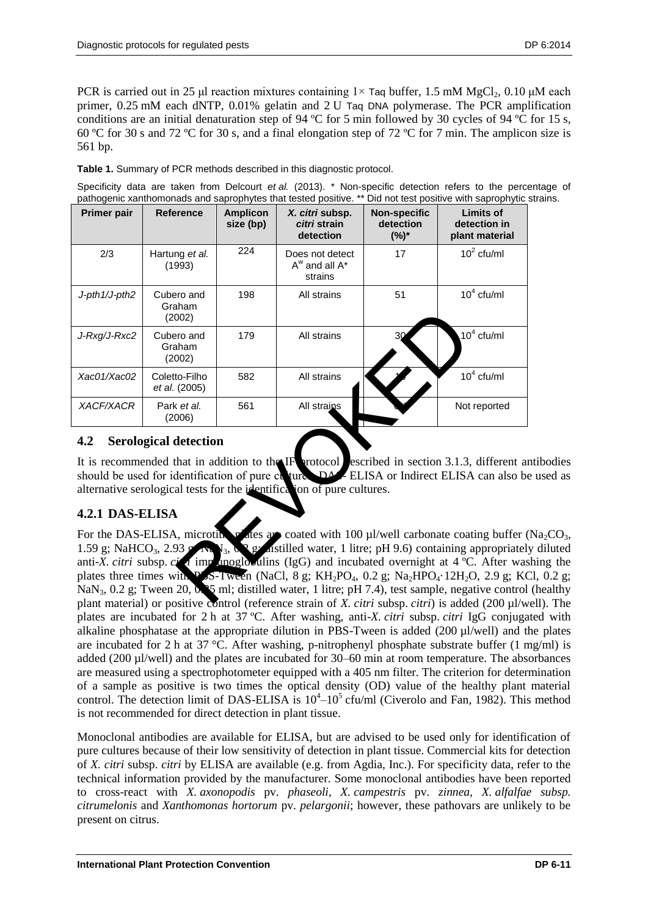PCR is carried out in 25 μl reaction mixtures containing 1× *Taq* buffer, 1.5 mM $MgCl_2$, 0.10 μM each primer, 0.25 mM each dNTP, 0.01% gelatin and 2 U *Taq* DNA polymerase. The PCR amplification conditions are an initial denaturation step of 94 ºC for 5 min followed by 30 cycles of 94 ºC for 15 s, 60 ºC for 30 s and 72 ºC for 30 s, and a final elongation step of 72 ºC for 7 min. The amplicon size is 561 bp.

**Table 1.** Summary of PCR methods described in this diagnostic protocol.

Specificity data are taken from Delcourt *et al.* (2013). * Non-specific detection refers to the percentage of pathogenic xanthomonads and saprophytes that tested positive. ** Did not test positive with saprophytic strains.

| Primer pair | Reference | Amplicon size (bp) | *X. citri* subsp. *citri* strain detection | Non-specific detection (%)* | Limits of detection in plant material |
|---|---|---|---|---|---|
| 2/3 | Hartung *et al.* (1993) | 224 | Does not detect $A^w$ and all A* strains | 17 | $10^2$ cfu/ml |
| *J-pth1/J-pth2* | Cubero and Graham (2002) | 198 | All strains | 51 | $10^4$ cfu/ml |
| *J-Rxg/J-Rxc2* | Cubero and Graham (2002) | 179 | All strains | 30 | $10^4$ cfu/ml |
| *Xac01/Xac02* | Coletto-Filho *et al.* (2005) | 582 | All strains | 13 | $10^4$ cfu/ml |
| *XACF/XACR* | Park *et al.* (2006) | 561 | All strains | 6** | Not reported |

## 4.2 Serological detection

It is recommended that in addition to the IF protocol described in section 3.1.3, different antibodies should be used for identification of pure cultures. DAS-ELISA or Indirect ELISA can also be used as alternative serological tests for the identification of pure cultures.

### 4.2.1 DAS-ELISA

For the DAS-ELISA, microtitre plates are coated with 100 µl/well carbonate coating buffer ($Na_2CO_3$, 1.59 g; $NaHCO_3$, 2.93 g; $NaN_3$, 0.2 g; distilled water, 1 litre; pH 9.6) containing appropriately diluted anti-*X. citri* subsp. *citri* immunoglobulins (IgG) and incubated overnight at 4 ºC. After washing the plates three times with PBS-Tween (NaCl, 8 g; $KH_2PO_4$, 0.2 g; $Na_2HPO_4{\cdot}12H_2O$, 2.9 g; KCl, 0.2 g; $NaN_3$, 0.2 g; Tween 20, 0.25 ml; distilled water, 1 litre; pH 7.4), test sample, negative control (healthy plant material) or positive control (reference strain of *X. citri* subsp. *citri*) is added (200 µl/well). The plates are incubated for 2 h at 37 ºC. After washing, anti-*X. citri* subsp. *citri* IgG conjugated with alkaline phosphatase at the appropriate dilution in PBS-Tween is added (200 µl/well) and the plates are incubated for 2 h at 37 °C. After washing, p-nitrophenyl phosphate substrate buffer (1 mg/ml) is added (200 µl/well) and the plates are incubated for 30–60 min at room temperature. The absorbances are measured using a spectrophotometer equipped with a 405 nm filter. The criterion for determination of a sample as positive is two times the optical density (OD) value of the healthy plant material control. The detection limit of DAS-ELISA is $10^4$–$10^5$ cfu/ml (Civerolo and Fan, 1982). This method is not recommended for direct detection in plant tissue.

Monoclonal antibodies are available for ELISA, but are advised to be used only for identification of pure cultures because of their low sensitivity of detection in plant tissue. Commercial kits for detection of *X. citri* subsp. *citri* by ELISA are available (e.g. from Agdia, Inc.). For specificity data, refer to the technical information provided by the manufacturer. Some monoclonal antibodies have been reported to cross-react with *X. axonopodis* pv. *phaseoli*, *X. campestris* pv. *zinnea*, *X. alfalfae subsp. citrumelonis* and *Xanthomonas hortorum* pv. *pelargonii*; however, these pathovars are unlikely to be present on citrus.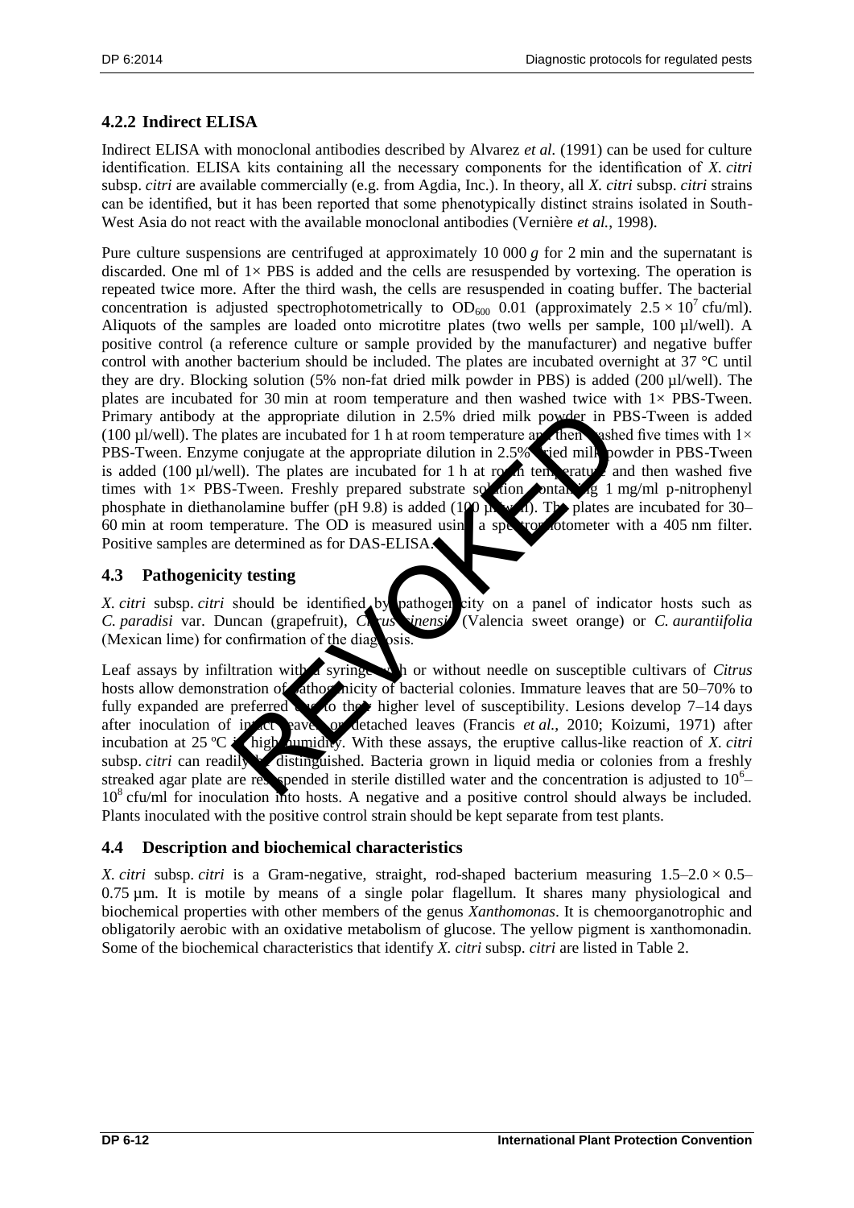### 4.2.2 Indirect ELISA

Indirect ELISA with monoclonal antibodies described by Alvarez *et al.* (1991) can be used for culture identification. ELISA kits containing all the necessary components for the identification of *X. citri* subsp. *citri* are available commercially (e.g. from Agdia, Inc.). In theory, all *X. citri* subsp. *citri* strains can be identified, but it has been reported that some phenotypically distinct strains isolated in South-West Asia do not react with the available monoclonal antibodies (Vernière *et al.*, 1998).

Pure culture suspensions are centrifuged at approximately 10 000 *g* for 2 min and the supernatant is discarded. One ml of 1× PBS is added and the cells are resuspended by vortexing. The operation is repeated twice more. After the third wash, the cells are resuspended in coating buffer. The bacterial concentration is adjusted spectrophotometrically to $OD_{600}$ 0.01 (approximately $2.5 \times 10^7$ cfu/ml). Aliquots of the samples are loaded onto microtitre plates (two wells per sample, 100 µl/well). A positive control (a reference culture or sample provided by the manufacturer) and negative buffer control with another bacterium should be included. The plates are incubated overnight at 37 °C until they are dry. Blocking solution (5% non-fat dried milk powder in PBS) is added (200 µl/well). The plates are incubated for 30 min at room temperature and then washed twice with 1× PBS-Tween. Primary antibody at the appropriate dilution in 2.5% dried milk powder in PBS-Tween is added (100 µl/well). The plates are incubated for 1 h at room temperature and then washed five times with 1× PBS-Tween. Enzyme conjugate at the appropriate dilution in 2.5% dried milk powder in PBS-Tween is added (100 µl/well). The plates are incubated for 1 h at room temperature and then washed five times with 1× PBS-Tween. Freshly prepared substrate solution containing 1 mg/ml p-nitrophenyl phosphate in diethanolamine buffer (pH 9.8) is added (100 µl/well). The plates are incubated for 30–60 min at room temperature. The OD is measured using a spectrophotometer with a 405 nm filter. Positive samples are determined as for DAS-ELISA.

## 4.3 Pathogenicity testing

*X. citri* subsp. *citri* should be identified by pathogenicity on a panel of indicator hosts such as *C. paradisi* var. Duncan (grapefruit), *Citrus sinensis* (Valencia sweet orange) or *C. aurantiifolia* (Mexican lime) for confirmation of the diagnosis.

Leaf assays by infiltration with a syringe with or without needle on susceptible cultivars of *Citrus* hosts allow demonstration of pathogenicity of bacterial colonies. Immature leaves that are 50–70% to fully expanded are preferred due to their higher level of susceptibility. Lesions develop 7–14 days after inoculation of intact leaves or detached leaves (Francis *et al.*, 2010; Koizumi, 1971) after incubation at 25 ºC in high humidity. With these assays, the eruptive callus-like reaction of *X. citri* subsp. *citri* can readily be distinguished. Bacteria grown in liquid media or colonies from a freshly streaked agar plate are resuspended in sterile distilled water and the concentration is adjusted to $10^6$–$10^8$ cfu/ml for inoculation into hosts. A negative and a positive control should always be included. Plants inoculated with the positive control strain should be kept separate from test plants.

## 4.4 Description and biochemical characteristics

*X. citri* subsp. *citri* is a Gram-negative, straight, rod-shaped bacterium measuring 1.5–2.0 × 0.5–0.75 µm. It is motile by means of a single polar flagellum. It shares many physiological and biochemical properties with other members of the genus *Xanthomonas*. It is chemoorganotrophic and obligatorily aerobic with an oxidative metabolism of glucose. The yellow pigment is xanthomonadin. Some of the biochemical characteristics that identify *X. citri* subsp. *citri* are listed in Table 2.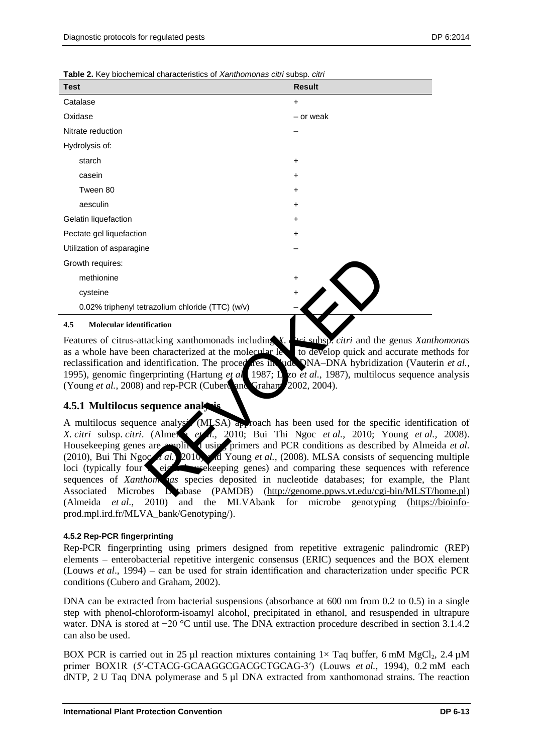**Table 2.** Key biochemical characteristics of *Xanthomonas citri* subsp. *citri*

| Test | Result |
|---|---|
| Catalase | + |
| Oxidase | – or weak |
| Nitrate reduction | – |
| Hydrolysis of: | |
| starch | + |
| casein | + |
| Tween 80 | + |
| aesculin | + |
| Gelatin liquefaction | + |
| Pectate gel liquefaction | + |
| Utilization of asparagine | – |
| Growth requires: | |
| methionine | + |
| cysteine | + |
| 0.02% triphenyl tetrazolium chloride (TTC) (w/v) | – |

#### 4.5 Molecular identification

Features of citrus-attacking xanthomonads including *X. citri* subsp. *citri* and the genus *Xanthomonas* as a whole have been characterized at the molecular level to develop quick and accurate methods for reclassification and identification. The procedures include DNA–DNA hybridization (Vauterin *et al.*, 1995), genomic fingerprinting (Hartung *et al.*, 1987; Lazo *et al.*, 1987), multilocus sequence analysis (Young *et al.*, 2008) and rep-PCR (Cubero and Graham, 2002, 2004).

### 4.5.1 Multilocus sequence analysis

A multilocus sequence analysis (MLSA) approach has been used for the specific identification of *X. citri* subsp. *citri*. (Almeida *et al.*, 2010; Bui Thi Ngoc *et al.*, 2010; Young *et al.*, 2008). Housekeeping genes are amplified using primers and PCR conditions as described by Almeida *et al.* (2010), Bui Thi Ngoc *et al.* (2010) and Young *et al.*, (2008). MLSA consists of sequencing multiple loci (typically four to eight housekeeping genes) and comparing these sequences with reference sequences of *Xanthomonas* species deposited in nucleotide databases; for example, the Plant Associated Microbes Database (PAMDB) (http://genome.ppws.vt.edu/cgi-bin/MLST/home.pl) (Almeida *et al.*, 2010) and the MLVAbank for microbe genotyping (https://bioinfo-prod.mpl.ird.fr/MLVA_bank/Genotyping/).

#### 4.5.2 Rep-PCR fingerprinting

Rep-PCR fingerprinting using primers designed from repetitive extragenic palindromic (REP) elements – enterobacterial repetitive intergenic consensus (ERIC) sequences and the BOX element (Louws *et al*., 1994) – can be used for strain identification and characterization under specific PCR conditions (Cubero and Graham, 2002).

DNA can be extracted from bacterial suspensions (absorbance at 600 nm from 0.2 to 0.5) in a single step with phenol-chloroform-isoamyl alcohol, precipitated in ethanol, and resuspended in ultrapure water. DNA is stored at −20 °C until use. The DNA extraction procedure described in section 3.1.4.2 can also be used.

BOX PCR is carried out in 25 µl reaction mixtures containing 1× Taq buffer, 6 mM $MgCl_2$, 2.4 µM primer BOX1R (5′-CTACG-GCAAGGCGACGCTGCAG-3′) (Louws *et al.,* 1994), 0.2 mM each dNTP, 2 U Taq DNA polymerase and 5 µl DNA extracted from xanthomonad strains. The reaction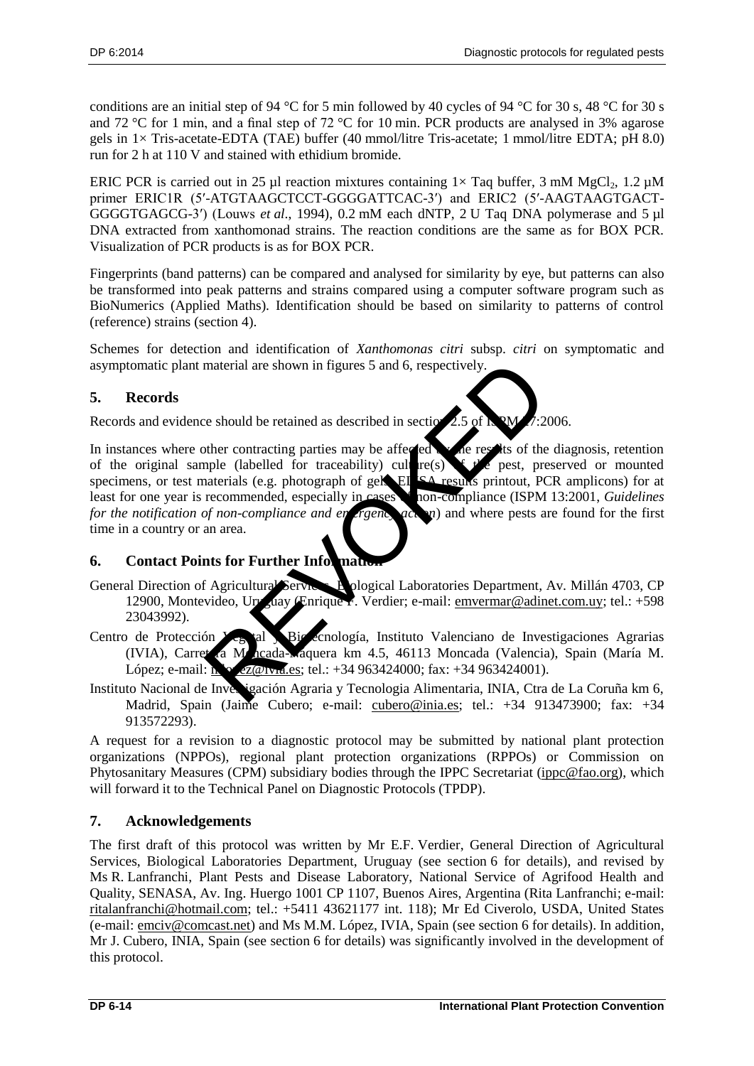conditions are an initial step of 94 °C for 5 min followed by 40 cycles of 94 °C for 30 s, 48 °C for 30 s and 72 °C for 1 min, and a final step of 72 °C for 10 min. PCR products are analysed in 3% agarose gels in 1× Tris-acetate-EDTA (TAE) buffer (40 mmol/litre Tris-acetate; 1 mmol/litre EDTA; pH 8.0) run for 2 h at 110 V and stained with ethidium bromide.

ERIC PCR is carried out in 25 µl reaction mixtures containing 1× Taq buffer, 3 mM $MgCl_2$, 1.2 µM primer ERIC1R (5′-ATGTAAGCTCCT-GGGGATTCAC-3′) and ERIC2 (5′-AAGTAAGTGACT-GGGGTGAGCG-3′) (Louws *et al*., 1994), 0.2 mM each dNTP, 2 U Taq DNA polymerase and 5 µl DNA extracted from xanthomonad strains. The reaction conditions are the same as for BOX PCR. Visualization of PCR products is as for BOX PCR.

Fingerprints (band patterns) can be compared and analysed for similarity by eye, but patterns can also be transformed into peak patterns and strains compared using a computer software program such as BioNumerics (Applied Maths). Identification should be based on similarity to patterns of control (reference) strains (section 4).

Schemes for detection and identification of *Xanthomonas citri* subsp. *citri* on symptomatic and asymptomatic plant material are shown in figures 5 and 6, respectively.

## 5. Records

Records and evidence should be retained as described in section 2.5 of ISPM 27:2006.

In instances where other contracting parties may be affected by the results of the diagnosis, retention of the original sample (labelled for traceability) culture(s) of the pest, preserved or mounted specimens, or test materials (e.g. photograph of gels, ELISA results printout, PCR amplicons) for at least for one year is recommended, especially in cases of non-compliance (ISPM 13:2001, *Guidelines for the notification of non-compliance and emergency action*) and where pests are found for the first time in a country or an area.

## 6. Contact Points for Further Information

General Direction of Agricultural Services, Biological Laboratories Department, Av. Millán 4703, CP 12900, Montevideo, Uruguay (Enrique F. Verdier; e-mail: emvermar@adinet.com.uy; tel.: +598 23043992).

Centro de Protección Vegetal y Biotecnología, Instituto Valenciano de Investigaciones Agrarias (IVIA), Carretera Moncada-Náquera km 4.5, 46113 Moncada (Valencia), Spain (María M. López; e-mail: mlopez@ivia.es; tel.: +34 963424000; fax: +34 963424001).

Instituto Nacional de Investigación Agraria y Tecnologia Alimentaria, INIA, Ctra de La Coruña km 6, Madrid, Spain (Jaime Cubero; e-mail: cubero@inia.es; tel.: +34 913473900; fax: +34 913572293).

A request for a revision to a diagnostic protocol may be submitted by national plant protection organizations (NPPOs), regional plant protection organizations (RPPOs) or Commission on Phytosanitary Measures (CPM) subsidiary bodies through the IPPC Secretariat (ippc@fao.org), which will forward it to the Technical Panel on Diagnostic Protocols (TPDP).

## 7. Acknowledgements

The first draft of this protocol was written by Mr E.F. Verdier, General Direction of Agricultural Services, Biological Laboratories Department, Uruguay (see section 6 for details), and revised by Ms R. Lanfranchi, Plant Pests and Disease Laboratory, National Service of Agrifood Health and Quality, SENASA, Av. Ing. Huergo 1001 CP 1107, Buenos Aires, Argentina (Rita Lanfranchi; e-mail: ritalanfranchi@hotmail.com; tel.: +5411 43621177 int. 118); Mr Ed Civerolo, USDA, United States (e-mail: emciv@comcast.net) and Ms M.M. López, IVIA, Spain (see section 6 for details). In addition, Mr J. Cubero, INIA, Spain (see section 6 for details) was significantly involved in the development of this protocol.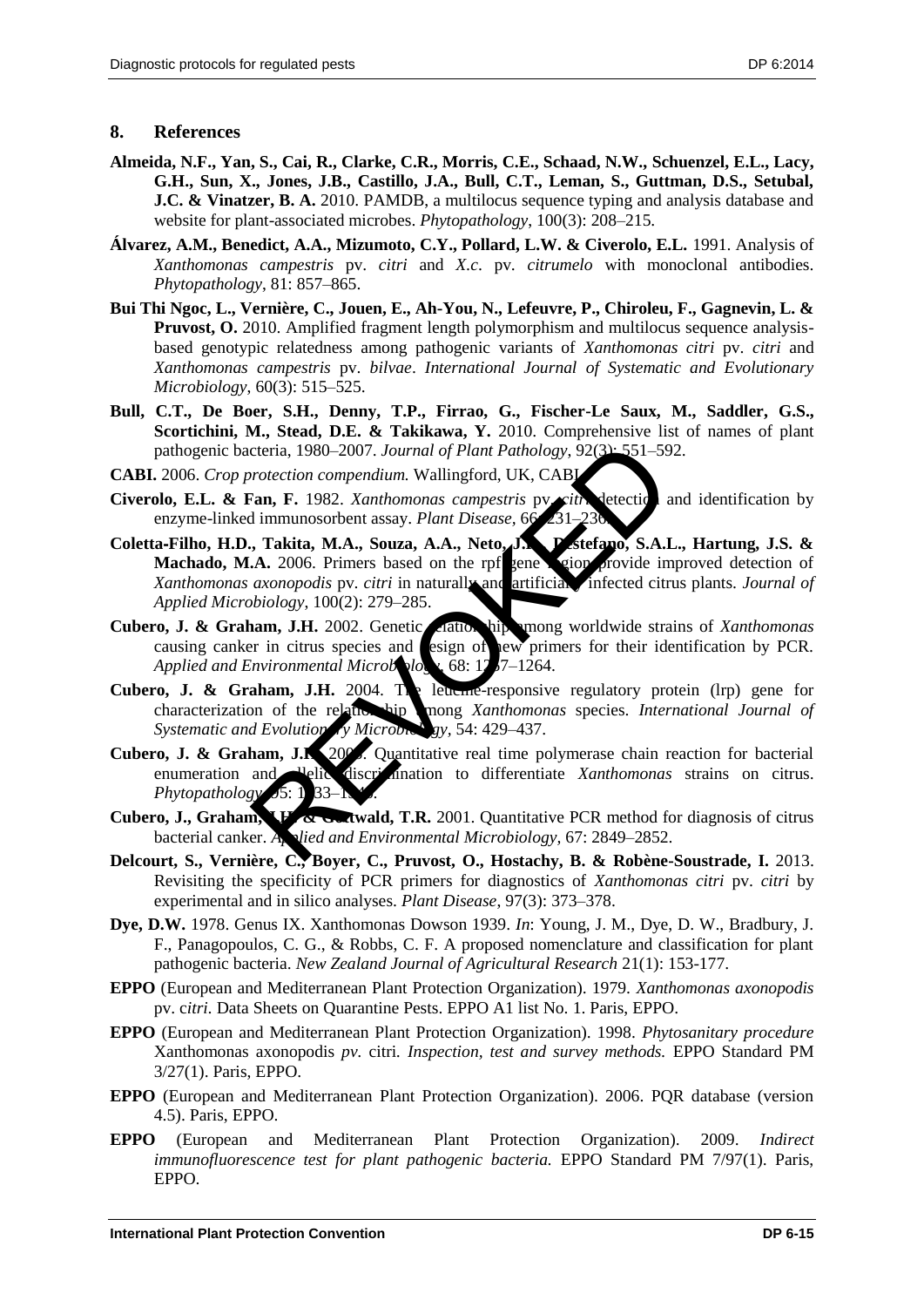## 8. References

**Almeida, N.F., Yan, S., Cai, R., Clarke, C.R., Morris, C.E., Schaad, N.W., Schuenzel, E.L., Lacy, G.H., Sun, X., Jones, J.B., Castillo, J.A., Bull, C.T., Leman, S., Guttman, D.S., Setubal, J.C. & Vinatzer, B. A.** 2010. PAMDB, a multilocus sequence typing and analysis database and website for plant-associated microbes. *Phytopathology*, 100(3): 208–215.

**Álvarez, A.M., Benedict, A.A., Mizumoto, C.Y., Pollard, L.W. & Civerolo, E.L.** 1991. Analysis of *Xanthomonas campestris* pv. *citri* and *X.c*. pv. *citrumelo* with monoclonal antibodies. *Phytopathology*, 81: 857–865.

**Bui Thi Ngoc, L., Vernière, C., Jouen, E., Ah-You, N., Lefeuvre, P., Chiroleu, F., Gagnevin, L. & Pruvost, O.** 2010. Amplified fragment length polymorphism and multilocus sequence analysis-based genotypic relatedness among pathogenic variants of *Xanthomonas citri* pv. *citri* and *Xanthomonas campestris* pv. *bilvae*. *International Journal of Systematic and Evolutionary Microbiology*, 60(3): 515–525.

**Bull, C.T., De Boer, S.H., Denny, T.P., Firrao, G., Fischer-Le Saux, M., Saddler, G.S., Scortichini, M., Stead, D.E. & Takikawa, Y.** 2010. Comprehensive list of names of plant pathogenic bacteria, 1980–2007. *Journal of Plant Pathology*, 92(3): 551–592.

**CABI.** 2006. *Crop protection compendium.* Wallingford, UK, CABI.

**Civerolo, E.L. & Fan, F.** 1982. *Xanthomonas campestris* pv. *citri* detection and identification by enzyme-linked immunosorbent assay. *Plant Disease*, 66: 231–236.

**Coletta-Filho, H.D., Takita, M.A., Souza, A.A., Neto, J.R., Destefano, S.A.L., Hartung, J.S. & Machado, M.A.** 2006. Primers based on the rpf gene region provide improved detection of *Xanthomonas axonopodis* pv. *citri* in naturally and artificially infected citrus plants. *Journal of Applied Microbiology*, 100(2): 279–285.

**Cubero, J. & Graham, J.H.** 2002. Genetic relationship among worldwide strains of *Xanthomonas* causing canker in citrus species and design of new primers for their identification by PCR. *Applied and Environmental Microbiology*, 68: 1257–1264.

**Cubero, J. & Graham, J.H.** 2004. The leucine-responsive regulatory protein (lrp) gene for characterization of the relationship among *Xanthomonas* species. *International Journal of Systematic and Evolutionary Microbiology*, 54: 429–437.

**Cubero, J. & Graham, J.H.** 2005. Quantitative real time polymerase chain reaction for bacterial enumeration and allelic discrimination to differentiate *Xanthomonas* strains on citrus. *Phytopathology*, 95: 1333–1340.

**Cubero, J., Graham, J.H. & Gottwald, T.R.** 2001. Quantitative PCR method for diagnosis of citrus bacterial canker. *Applied and Environmental Microbiology*, 67: 2849–2852.

**Delcourt, S., Vernière, C., Boyer, C., Pruvost, O., Hostachy, B. & Robène-Soustrade, I.** 2013. Revisiting the specificity of PCR primers for diagnostics of *Xanthomonas citri* pv. *citri* by experimental and in silico analyses. *Plant Disease*, 97(3): 373–378.

**Dye, D.W.** 1978. Genus IX. Xanthomonas Dowson 1939. *In*: Young, J. M., Dye, D. W., Bradbury, J. F., Panagopoulos, C. G., & Robbs, C. F. A proposed nomenclature and classification for plant pathogenic bacteria. *New Zealand Journal of Agricultural Research* 21(1): 153-177.

**EPPO** (European and Mediterranean Plant Protection Organization). 1979. *Xanthomonas axonopodis* pv. c*itri.* Data Sheets on Quarantine Pests. EPPO A1 list No. 1. Paris, EPPO.

**EPPO** (European and Mediterranean Plant Protection Organization). 1998. *Phytosanitary procedure* Xanthomonas axonopodis *pv.* citri*. Inspection, test and survey methods.* EPPO Standard PM 3/27(1). Paris, EPPO.

**EPPO** (European and Mediterranean Plant Protection Organization). 2006. PQR database (version 4.5). Paris, EPPO.

**EPPO** (European and Mediterranean Plant Protection Organization). 2009. *Indirect immunofluorescence test for plant pathogenic bacteria.* EPPO Standard PM 7/97(1). Paris, EPPO.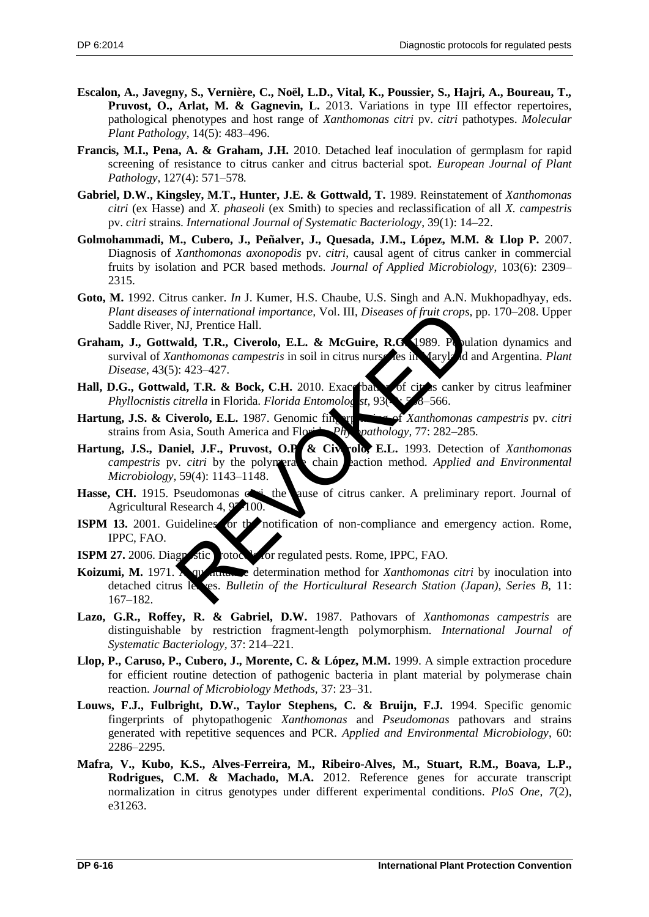**Escalon, A., Javegny, S., Vernière, C., Noël, L.D., Vital, K., Poussier, S., Hajri, A., Boureau, T., Pruvost, O., Arlat, M. & Gagnevin, L.** 2013. Variations in type III effector repertoires, pathological phenotypes and host range of *Xanthomonas citri* pv. *citri* pathotypes. *Molecular Plant Pathology*, 14(5): 483–496.

**Francis, M.I., Pena, A. & Graham, J.H.** 2010. Detached leaf inoculation of germplasm for rapid screening of resistance to citrus canker and citrus bacterial spot. *European Journal of Plant Pathology*, 127(4): 571–578.

**Gabriel, D.W., Kingsley, M.T., Hunter, J.E. & Gottwald, T.** 1989. Reinstatement of *Xanthomonas citri* (ex Hasse) and *X. phaseoli* (ex Smith) to species and reclassification of all *X. campestris* pv. *citri* strains. *International Journal of Systematic Bacteriology*, 39(1): 14–22.

**Golmohammadi, M., Cubero, J., Peñalver, J., Quesada, J.M., López, M.M. & Llop P.** 2007. Diagnosis of *Xanthomonas axonopodis* pv. *citri*, causal agent of citrus canker in commercial fruits by isolation and PCR based methods. *Journal of Applied Microbiology*, 103(6): 2309–2315.

**Goto, M.** 1992. Citrus canker. *In* J. Kumer, H.S. Chaube, U.S. Singh and A.N. Mukhopadhyay, eds. *Plant diseases of international importance*, Vol. III, *Diseases of fruit crops*, pp. 170–208. Upper Saddle River, NJ, Prentice Hall.

**Graham, J., Gottwald, T.R., Civerolo, E.L. & McGuire, R.G.** 1989. Population dynamics and survival of *Xanthomonas campestris* in soil in citrus nurseries in Maryland and Argentina. *Plant Disease*, 43(5): 423–427.

**Hall, D.G., Gottwald, T.R. & Bock, C.H.** 2010. Exacerbation of citrus canker by citrus leafminer *Phyllocnistis citrella* in Florida. *Florida Entomologist*, 93(4): 558–566.

**Hartung, J.S. & Civerolo, E.L.** 1987. Genomic fingerprinting of *Xanthomonas campestris* pv. *citri* strains from Asia, South America and Florida. *Phytopathology*, 77: 282–285.

**Hartung, J.S., Daniel, J.F., Pruvost, O.P. & Civerolo, E.L.** 1993. Detection of *Xanthomonas campestris* pv. *citri* by the polymerase chain reaction method. *Applied and Environmental Microbiology*, 59(4): 1143–1148.

**Hasse, CH.** 1915. Pseudomonas citri, the cause of citrus canker. A preliminary report. Journal of Agricultural Research 4, 97–100.

**ISPM 13.** 2001. Guidelines for the notification of non-compliance and emergency action. Rome, IPPC, FAO.

**ISPM 27.** 2006. Diagnostic protocols for regulated pests. Rome, IPPC, FAO.

**Koizumi, M.** 1971. A quantitative determination method for *Xanthomonas citri* by inoculation into detached citrus leaves. *Bulletin of the Horticultural Research Station (Japan), Series B*, 11: 167–182.

**Lazo, G.R., Roffey, R. & Gabriel, D.W.** 1987. Pathovars of *Xanthomonas campestris* are distinguishable by restriction fragment-length polymorphism. *International Journal of Systematic Bacteriology*, 37: 214–221.

**Llop, P., Caruso, P., Cubero, J., Morente, C. & López, M.M.** 1999. A simple extraction procedure for efficient routine detection of pathogenic bacteria in plant material by polymerase chain reaction. *Journal of Microbiology Methods*, 37: 23–31.

**Louws, F.J., Fulbright, D.W., Taylor Stephens, C. & Bruijn, F.J.** 1994. Specific genomic fingerprints of phytopathogenic *Xanthomonas* and *Pseudomonas* pathovars and strains generated with repetitive sequences and PCR. *Applied and Environmental Microbiology*, 60: 2286–2295.

**Mafra, V., Kubo, K.S., Alves-Ferreira, M., Ribeiro-Alves, M., Stuart, R.M., Boava, L.P., Rodrigues, C.M. & Machado, M.A.** 2012. Reference genes for accurate transcript normalization in citrus genotypes under different experimental conditions. *PloS One*, *7*(2), e31263.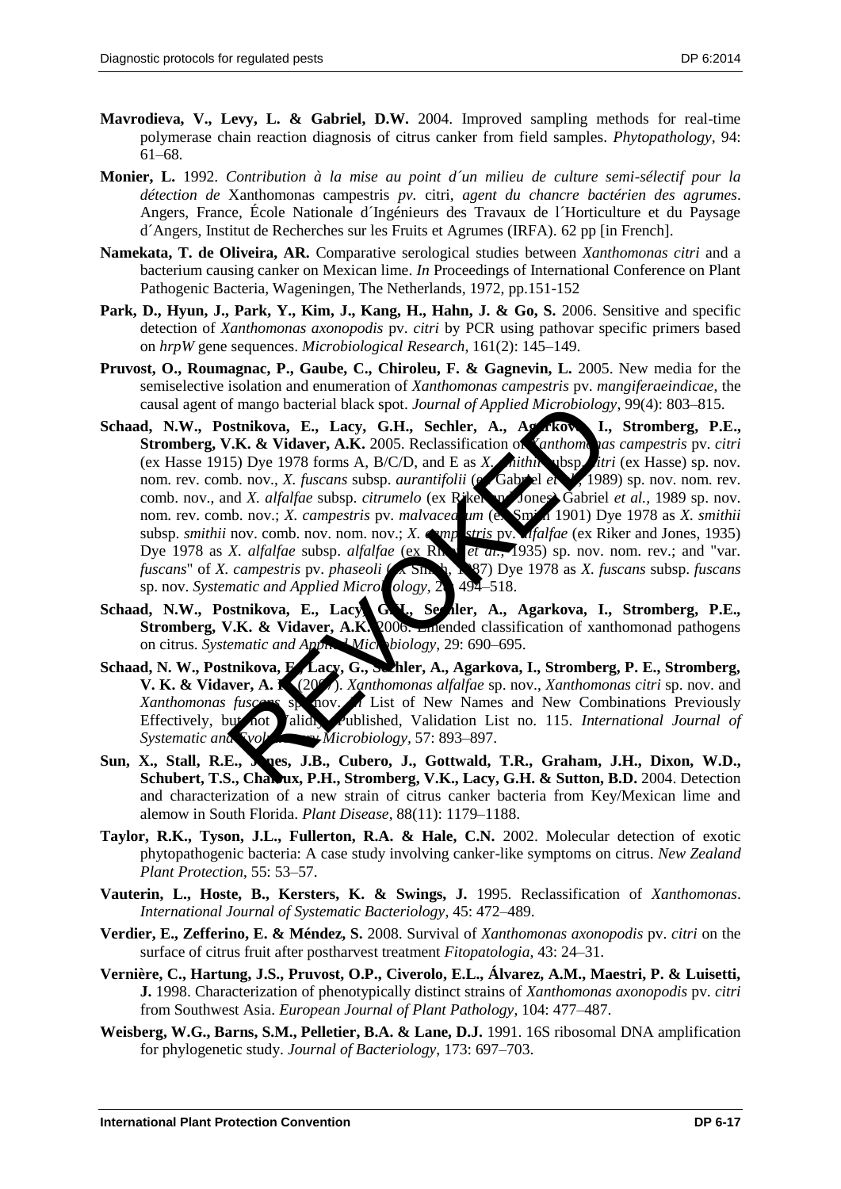**Mavrodieva, V., Levy, L. & Gabriel, D.W.** 2004. Improved sampling methods for real-time polymerase chain reaction diagnosis of citrus canker from field samples. *Phytopathology*, 94: 61–68.

**Monier, L.** 1992. *Contribution à la mise au point d´un milieu de culture semi-sélectif pour la détection de* Xanthomonas campestris *pv.* citri*, agent du chancre bactérien des agrumes*. Angers, France, École Nationale d´Ingénieurs des Travaux de l´Horticulture et du Paysage d´Angers, Institut de Recherches sur les Fruits et Agrumes (IRFA). 62 pp [in French].

**Namekata, T. de Oliveira, AR.** Comparative serological studies between *Xanthomonas citri* and a bacterium causing canker on Mexican lime. *In* Proceedings of International Conference on Plant Pathogenic Bacteria, Wageningen, The Netherlands, 1972, pp.151-152

**Park, D., Hyun, J., Park, Y., Kim, J., Kang, H., Hahn, J. & Go, S.** 2006. Sensitive and specific detection of *Xanthomonas axonopodis* pv. *citri* by PCR using pathovar specific primers based on *hrpW* gene sequences. *Microbiological Research*, 161(2): 145–149.

**Pruvost, O., Roumagnac, P., Gaube, C., Chiroleu, F. & Gagnevin, L.** 2005. New media for the semiselective isolation and enumeration of *Xanthomonas campestris* pv. *mangiferaeindicae*, the causal agent of mango bacterial black spot. *Journal of Applied Microbiology*, 99(4): 803–815.

**Schaad, N.W., Postnikova, E., Lacy, G.H., Sechler, A., Agarkova, I., Stromberg, P.E., Stromberg, V.K. & Vidaver, A.K.** 2005. Reclassification of *Xanthomonas campestris* pv. *citri* (ex Hasse 1915) Dye 1978 forms A, B/C/D, and E as *X. smithii* subsp. *citri* (ex Hasse) sp. nov. nom. rev. comb. nov., *X. fuscans* subsp. *aurantifolii* (ex Gabriel *et al.*, 1989) sp. nov. nom. rev. comb. nov., and *X. alfalfae* subsp. *citrumelo* (ex Riker and Jones) Gabriel *et al.*, 1989 sp. nov. nom. rev. comb. nov.; *X. campestris* pv. *malvacearum* (ex Smith 1901) Dye 1978 as *X. smithii* subsp. *smithii* nov. comb. nov. nom. nov.; *X. campestris* pv. *alfalfae* (ex Riker and Jones, 1935) Dye 1978 as *X. alfalfae* subsp. *alfalfae* (ex Riker *et al.*, 1935) sp. nov. nom. rev.; and "var. *fuscans*" of *X. campestris* pv. *phaseoli* (ex Smith, 1987) Dye 1978 as *X. fuscans* subsp. *fuscans* sp. nov. *Systematic and Applied Microbiology*, 28: 494–518.

**Schaad, N.W., Postnikova, E., Lacy, G.H., Sechler, A., Agarkova, I., Stromberg, P.E., Stromberg, V.K. & Vidaver, A.K.** 2006. Emended classification of xanthomonad pathogens on citrus. *Systematic and Applied Microbiology*, 29: 690–695.

**Schaad, N. W., Postnikova, E., Lacy, G., Sechler, A., Agarkova, I., Stromberg, P. E., Stromberg, V. K. & Vidaver, A. K.** (2007). *Xanthomonas alfalfae* sp. nov., *Xanthomonas citri* sp. nov. and *Xanthomonas fuscans* sp. nov. *In* List of New Names and New Combinations Previously Effectively, but not Validly, Published, Validation List no. 115. *International Journal of Systematic and Evolutionary Microbiology*, 57: 893–897.

**Sun, X., Stall, R.E., Jones, J.B., Cubero, J., Gottwald, T.R., Graham, J.H., Dixon, W.D., Schubert, T.S., Chaloux, P.H., Stromberg, V.K., Lacy, G.H. & Sutton, B.D.** 2004. Detection and characterization of a new strain of citrus canker bacteria from Key/Mexican lime and alemow in South Florida. *Plant Disease*, 88(11): 1179–1188.

**Taylor, R.K., Tyson, J.L., Fullerton, R.A. & Hale, C.N.** 2002. Molecular detection of exotic phytopathogenic bacteria: A case study involving canker-like symptoms on citrus. *New Zealand Plant Protection*, 55: 53–57.

**Vauterin, L., Hoste, B., Kersters, K. & Swings, J.** 1995. Reclassification of *Xanthomonas*. *International Journal of Systematic Bacteriology*, 45: 472–489.

**Verdier, E., Zefferino, E. & Méndez, S.** 2008. Survival of *Xanthomonas axonopodis* pv. *citri* on the surface of citrus fruit after postharvest treatment *Fitopatologia*, 43: 24–31.

**Vernière, C., Hartung, J.S., Pruvost, O.P., Civerolo, E.L., Álvarez, A.M., Maestri, P. & Luisetti, J.** 1998. Characterization of phenotypically distinct strains of *Xanthomonas axonopodis* pv. *citri* from Southwest Asia. *European Journal of Plant Pathology*, 104: 477–487.

**Weisberg, W.G., Barns, S.M., Pelletier, B.A. & Lane, D.J.** 1991. 16S ribosomal DNA amplification for phylogenetic study. *Journal of Bacteriology*, 173: 697–703.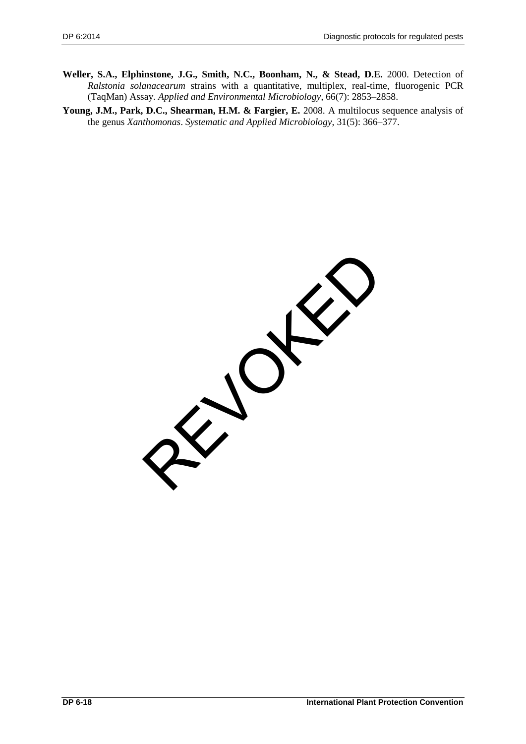**Weller, S.A., Elphinstone, J.G., Smith, N.C., Boonham, N., & Stead, D.E.** 2000. Detection of *Ralstonia solanacearum* strains with a quantitative, multiplex, real-time, fluorogenic PCR (TaqMan) Assay. *Applied and Environmental Microbiology*, 66(7): 2853–2858.

**Young, J.M., Park, D.C., Shearman, H.M. & Fargier, E.** 2008. A multilocus sequence analysis of the genus *Xanthomonas*. *Systematic and Applied Microbiology*, 31(5): 366–377.

REVOKED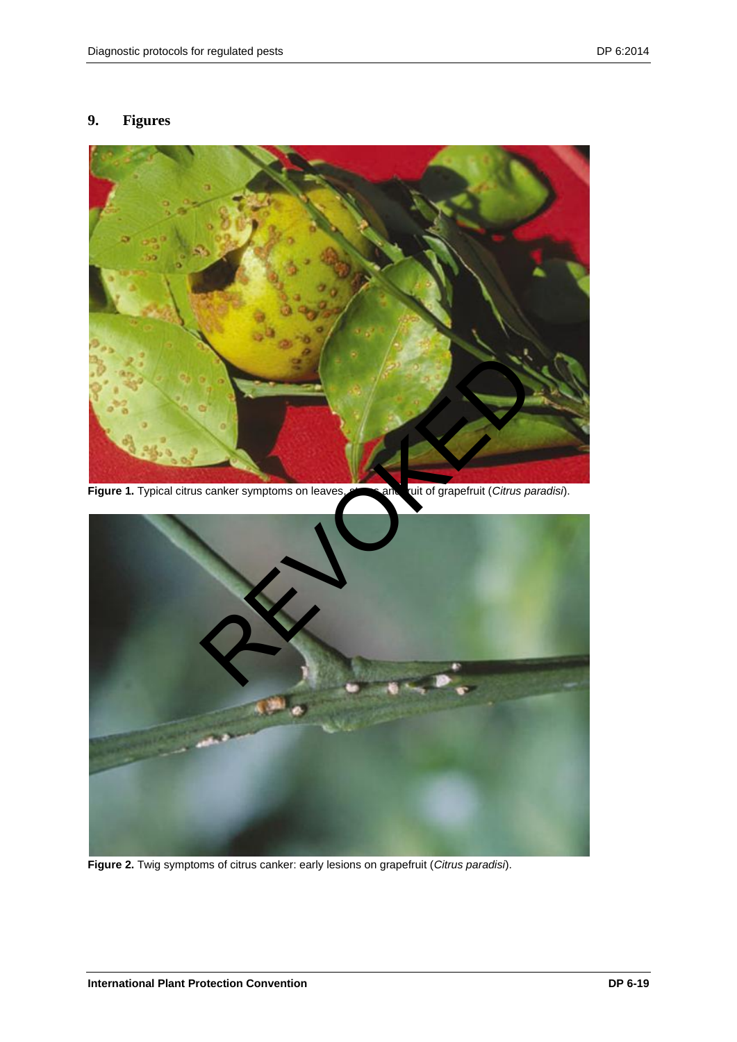## 9. Figures

**Figure 1.** Typical citrus canker symptoms on leaves, stems and fruit of grapefruit (*Citrus paradisi*).

**Figure 2.** Twig symptoms of citrus canker: early lesions on grapefruit (*Citrus paradisi*).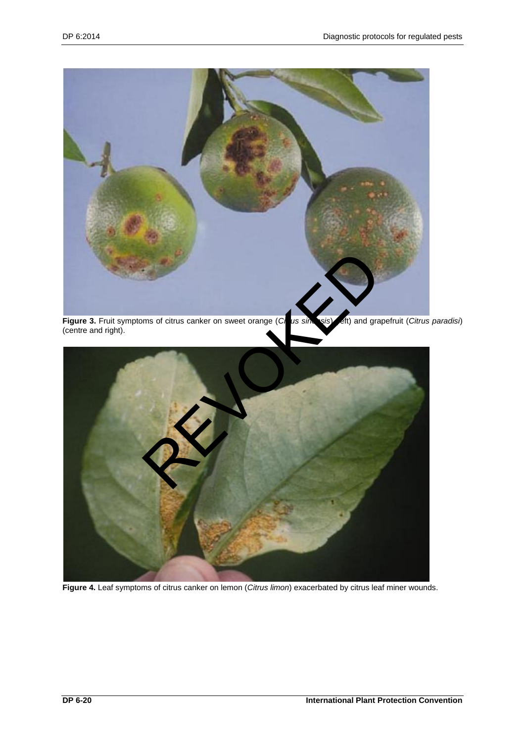**Figure 3.** Fruit symptoms of citrus canker on sweet orange (*Citrus sinensis*) (left) and grapefruit (*Citrus paradisi*) (centre and right).

**Figure 4.** Leaf symptoms of citrus canker on lemon (*Citrus limon*) exacerbated by citrus leaf miner wounds.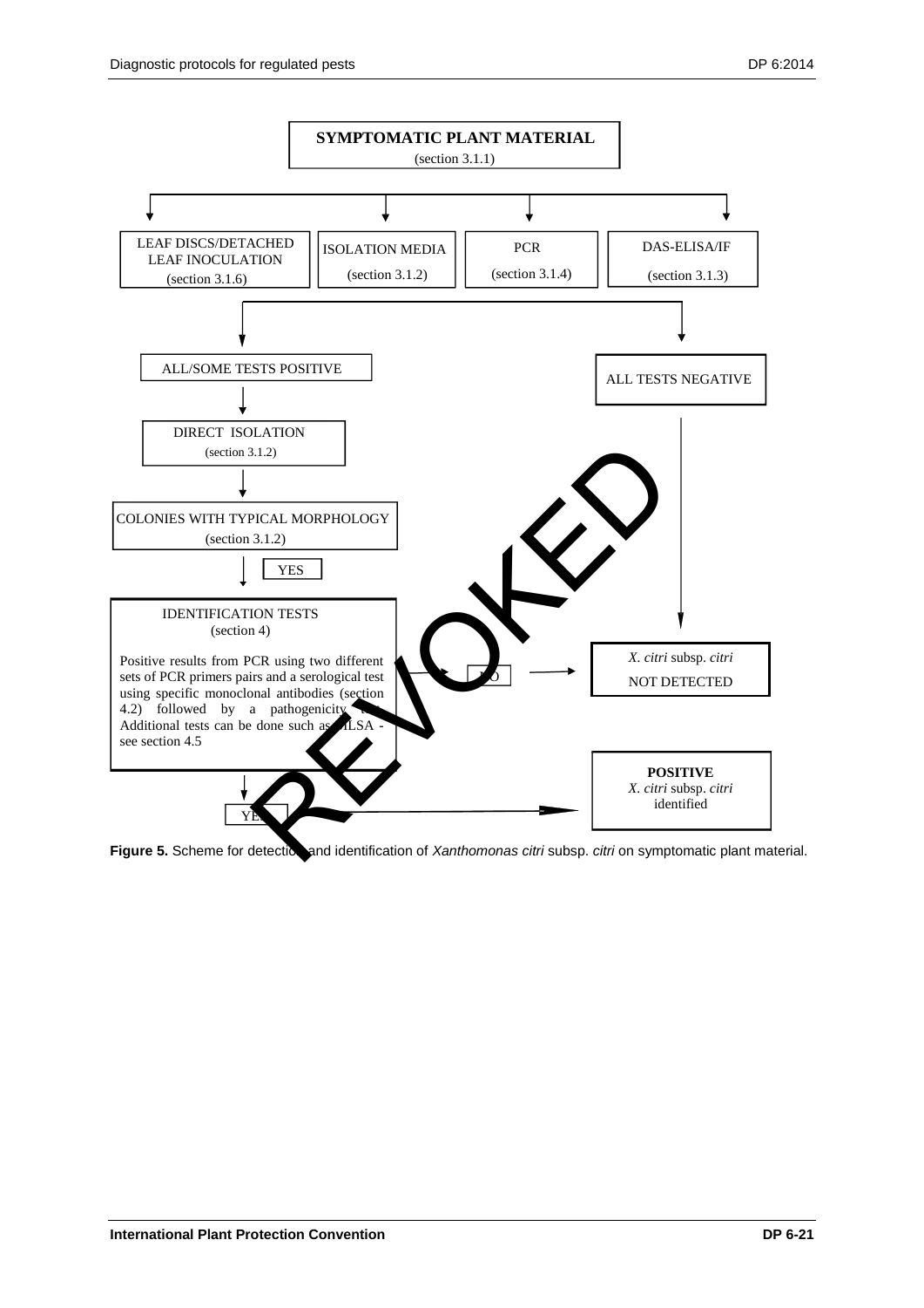SYMPTOMATIC PLANT MATERIAL
(section 3.1.1)

- LEAF DISCS/DETACHED LEAF INOCULATION (section 3.1.6)
- ISOLATION MEDIA (section 3.1.2)
- PCR (section 3.1.4)
- DAS-ELISA/IF (section 3.1.3)

ALL/SOME TESTS POSITIVE → DIRECT ISOLATION (section 3.1.2) → COLONIES WITH TYPICAL MORPHOLOGY (section 3.1.2) → YES → IDENTIFICATION TESTS (section 4)

Positive results from PCR using two different sets of PCR primers pairs and a serological test using specific monoclonal antibodies (section 4.2) followed by a pathogenicity test. Additional tests can be done such as MLSA - see section 4.5

- NO → *X. citri* subsp. *citri* NOT DETECTED
- YES → **POSITIVE** *X. citri* subsp. *citri* identified

ALL TESTS NEGATIVE → *X. citri* subsp. *citri* NOT DETECTED

REVOKED

**Figure 5.** Scheme for detection and identification of *Xanthomonas citri* subsp. *citri* on symptomatic plant material.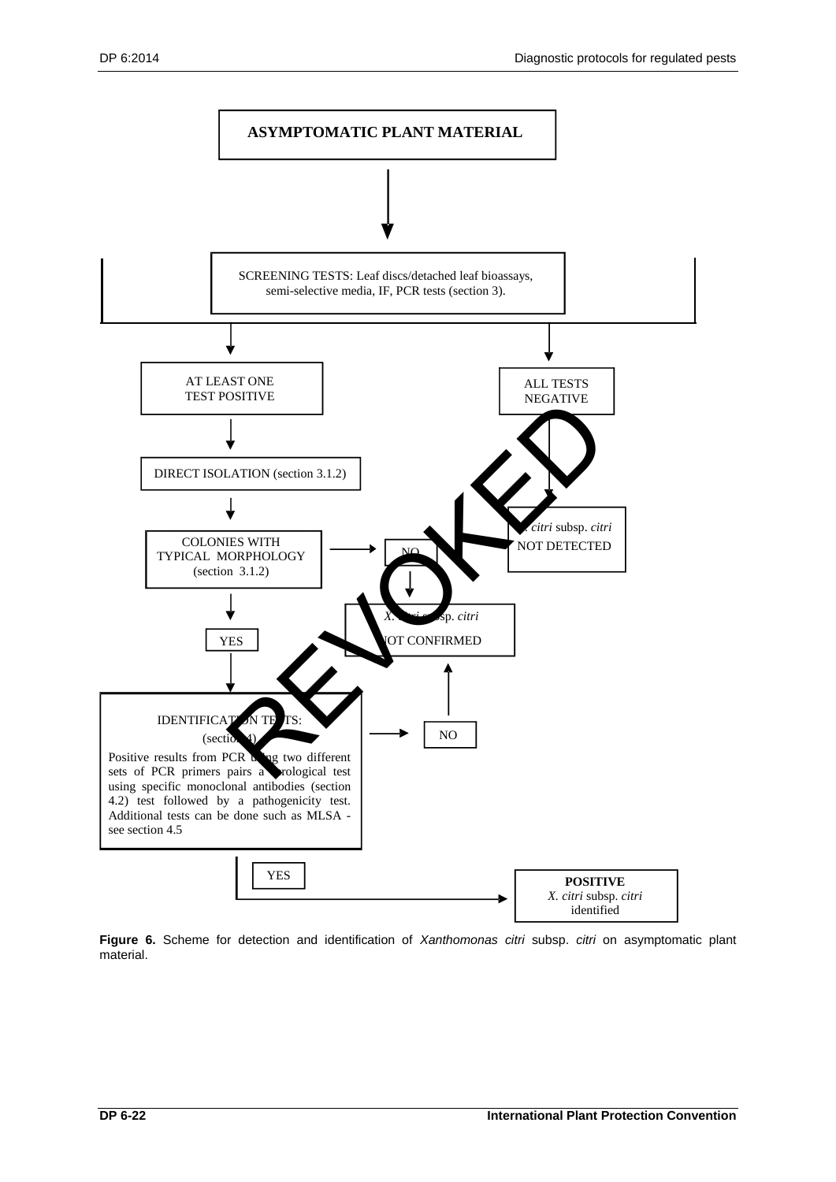**ASYMPTOMATIC PLANT MATERIAL**

SCREENING TESTS: Leaf discs/detached leaf bioassays, semi-selective media, IF, PCR tests (section 3).

AT LEAST ONE TEST POSITIVE

ALL TESTS NEGATIVE

DIRECT ISOLATION (section 3.1.2)

*X. citri* subsp. *citri* NOT DETECTED

COLONIES WITH TYPICAL MORPHOLOGY (section 3.1.2)

NO

*X. citri* subsp. *citri* NOT CONFIRMED

YES

IDENTIFICATION TESTS: (section 4)

Positive results from PCR using two different sets of PCR primers pairs a serological test using specific monoclonal antibodies (section 4.2) test followed by a pathogenicity test. Additional tests can be done such as MLSA - see section 4.5

NO

YES

**POSITIVE** *X. citri* subsp. *citri* identified

**Figure 6.** Scheme for detection and identification of *Xanthomonas citri* subsp. *citri* on asymptomatic plant material.

REVOKED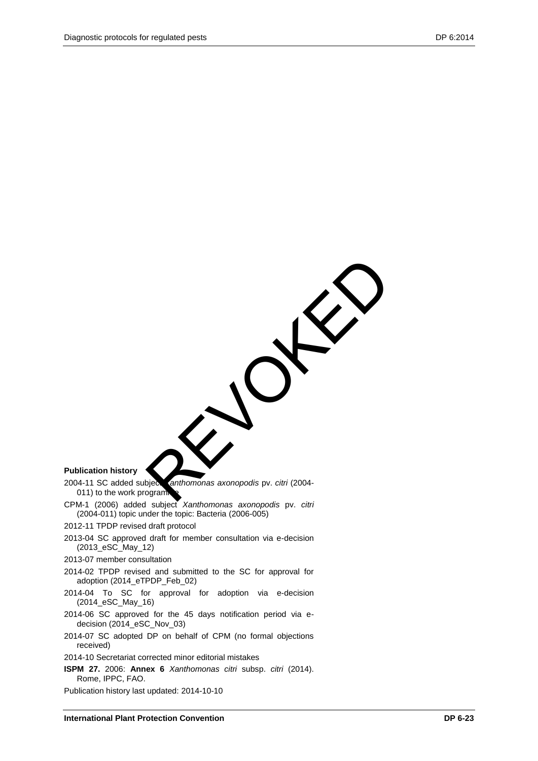REVOKED

**Publication history**

2004-11 SC added subject *Xanthomonas axonopodis* pv. *citri* (2004-011) to the work programme

CPM-1 (2006) added subject *Xanthomonas axonopodis* pv. *citri* (2004-011) topic under the topic: Bacteria (2006-005)

2012-11 TPDP revised draft protocol

2013-04 SC approved draft for member consultation via e-decision (2013_eSC_May_12)

2013-07 member consultation

2014-02 TPDP revised and submitted to the SC for approval for adoption (2014_eTPDP_Feb_02)

2014-04 To SC for approval for adoption via e-decision (2014_eSC_May_16)

2014-06 SC approved for the 45 days notification period via e-decision (2014_eSC_Nov_03)

2014-07 SC adopted DP on behalf of CPM (no formal objections received)

2014-10 Secretariat corrected minor editorial mistakes

**ISPM 27.** 2006: **Annex 6** *Xanthomonas citri* subsp. *citri* (2014). Rome, IPPC, FAO.

Publication history last updated: 2014-10-10